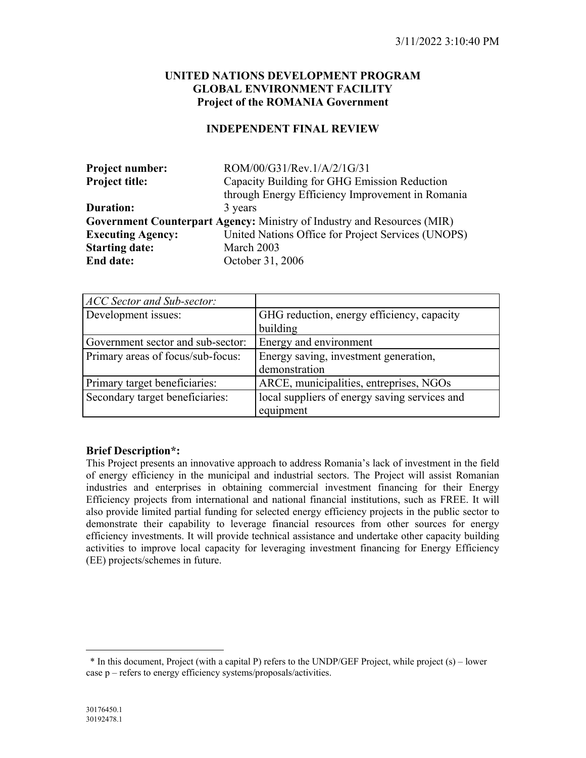**UNITED NATIONS DEVELOPMENT PROGRAM**
**GLOBAL ENVIRONMENT FACILITY**
**Project of the ROMANIA Government**

**INDEPENDENT FINAL REVIEW**

**Project number:** ROM/00/G31/Rev.1/A/2/1G/31
**Project title:** Capacity Building for GHG Emission Reduction through Energy Efficiency Improvement in Romania
**Duration:** 3 years
**Government Counterpart Agency:** Ministry of Industry and Resources (MIR)
**Executing Agency:** United Nations Office for Project Services (UNOPS)
**Starting date:** March 2003
**End date:** October 31, 2006

| *ACC Sector and Sub-sector:* | |
|---|---|
| Development issues: | GHG reduction, energy efficiency, capacity building |
| Government sector and sub-sector: | Energy and environment |
| Primary areas of focus/sub-focus: | Energy saving, investment generation, demonstration |
| Primary target beneficiaries: | ARCE, municipalities, entreprises, NGOs |
| Secondary target beneficiaries: | local suppliers of energy saving services and equipment |

**Brief Description*:**

This Project presents an innovative approach to address Romania's lack of investment in the field of energy efficiency in the municipal and industrial sectors. The Project will assist Romanian industries and enterprises in obtaining commercial investment financing for their Energy Efficiency projects from international and national financial institutions, such as FREE. It will also provide limited partial funding for selected energy efficiency projects in the public sector to demonstrate their capability to leverage financial resources from other sources for energy efficiency investments. It will provide technical assistance and undertake other capacity building activities to improve local capacity for leveraging investment financing for Energy Efficiency (EE) projects/schemes in future.

* In this document, Project (with a capital P) refers to the UNDP/GEF Project, while project (s) – lower case p – refers to energy efficiency systems/proposals/activities.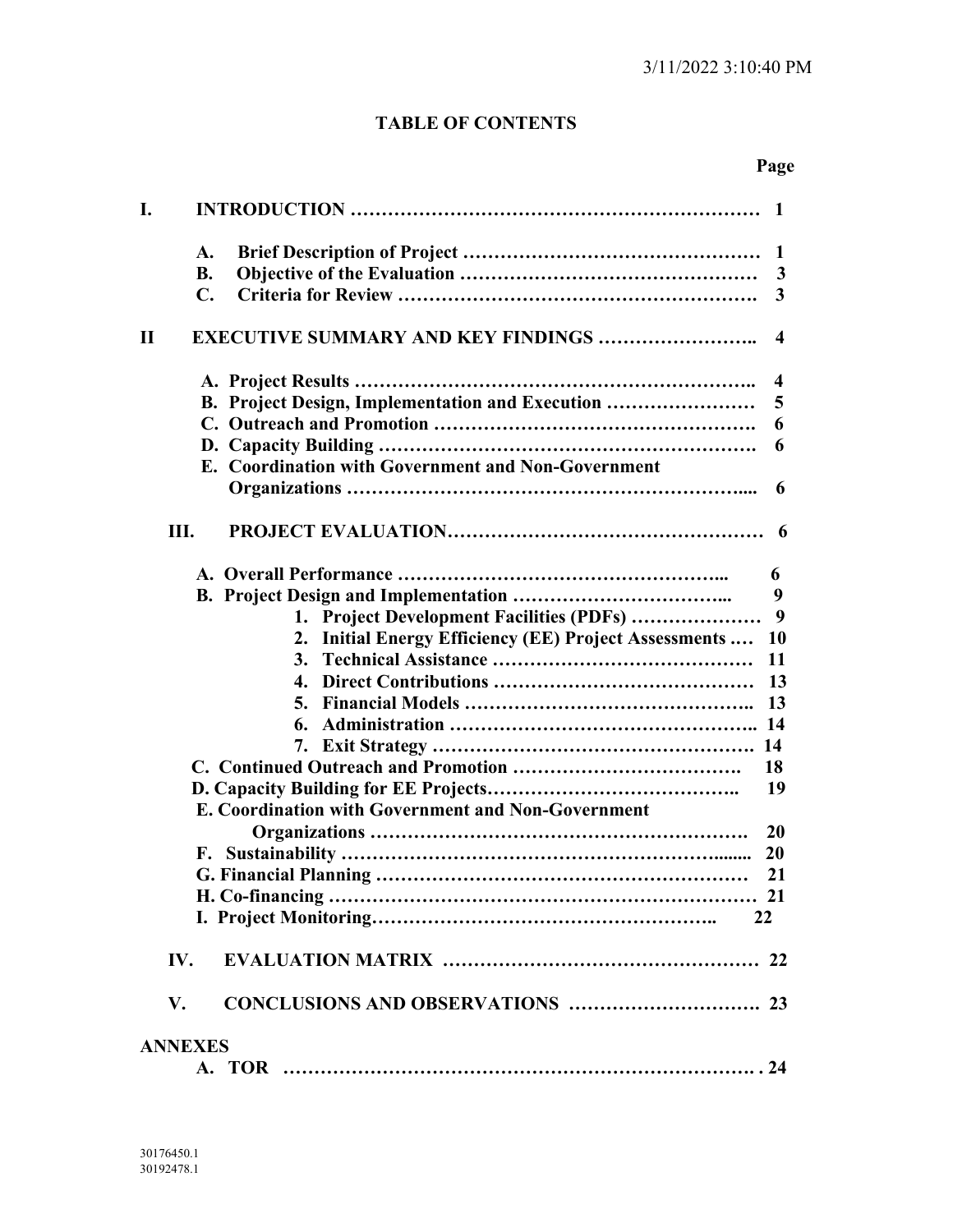3/11/2022 3:10:40 PM

# TABLE OF CONTENTS

| | Page |
|---|---|
| **I. INTRODUCTION** | **1** |
| A. Brief Description of Project | 1 |
| B. Objective of the Evaluation | 3 |
| C. Criteria for Review | 3 |
| **II EXECUTIVE SUMMARY AND KEY FINDINGS** | **4** |
| A. Project Results | 4 |
| B. Project Design, Implementation and Execution | 5 |
| C. Outreach and Promotion | 6 |
| D. Capacity Building | 6 |
| E. Coordination with Government and Non-Government Organizations | 6 |
| **III. PROJECT EVALUATION** | **6** |
| A. Overall Performance | 6 |
| B. Project Design and Implementation | 9 |
| 1. Project Development Facilities (PDFs) | 9 |
| 2. Initial Energy Efficiency (EE) Project Assessments | 10 |
| 3. Technical Assistance | 11 |
| 4. Direct Contributions | 13 |
| 5. Financial Models | 13 |
| 6. Administration | 14 |
| 7. Exit Strategy | 14 |
| C. Continued Outreach and Promotion | 18 |
| D. Capacity Building for EE Projects | 19 |
| E. Coordination with Government and Non-Government Organizations | 20 |
| F. Sustainability | 20 |
| G. Financial Planning | 21 |
| H. Co-financing | 21 |
| I. Project Monitoring | 22 |
| **IV. EVALUATION MATRIX** | **22** |
| **V. CONCLUSIONS AND OBSERVATIONS** | **23** |
| **ANNEXES** | |
| A. TOR | 24 |

30176450.1
30192478.1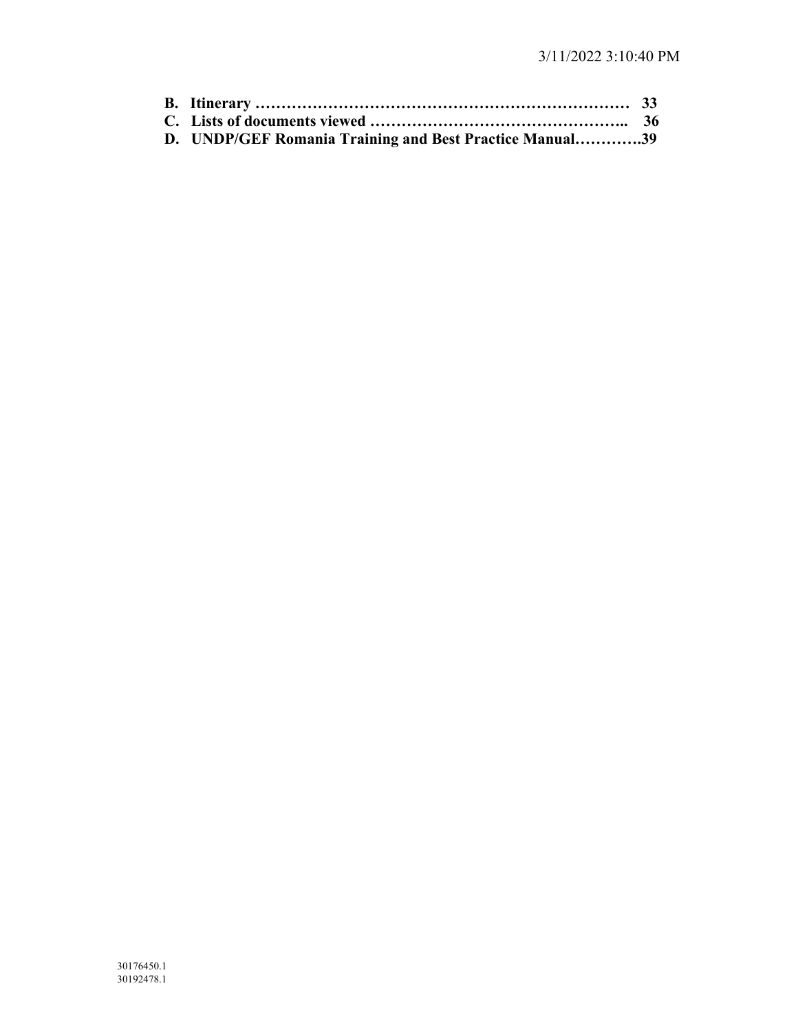**B. Itinerary ……………………………………………………………… 33**
**C. Lists of documents viewed ………………………………………….. 36**
**D. UNDP/GEF Romania Training and Best Practice Manual………….39**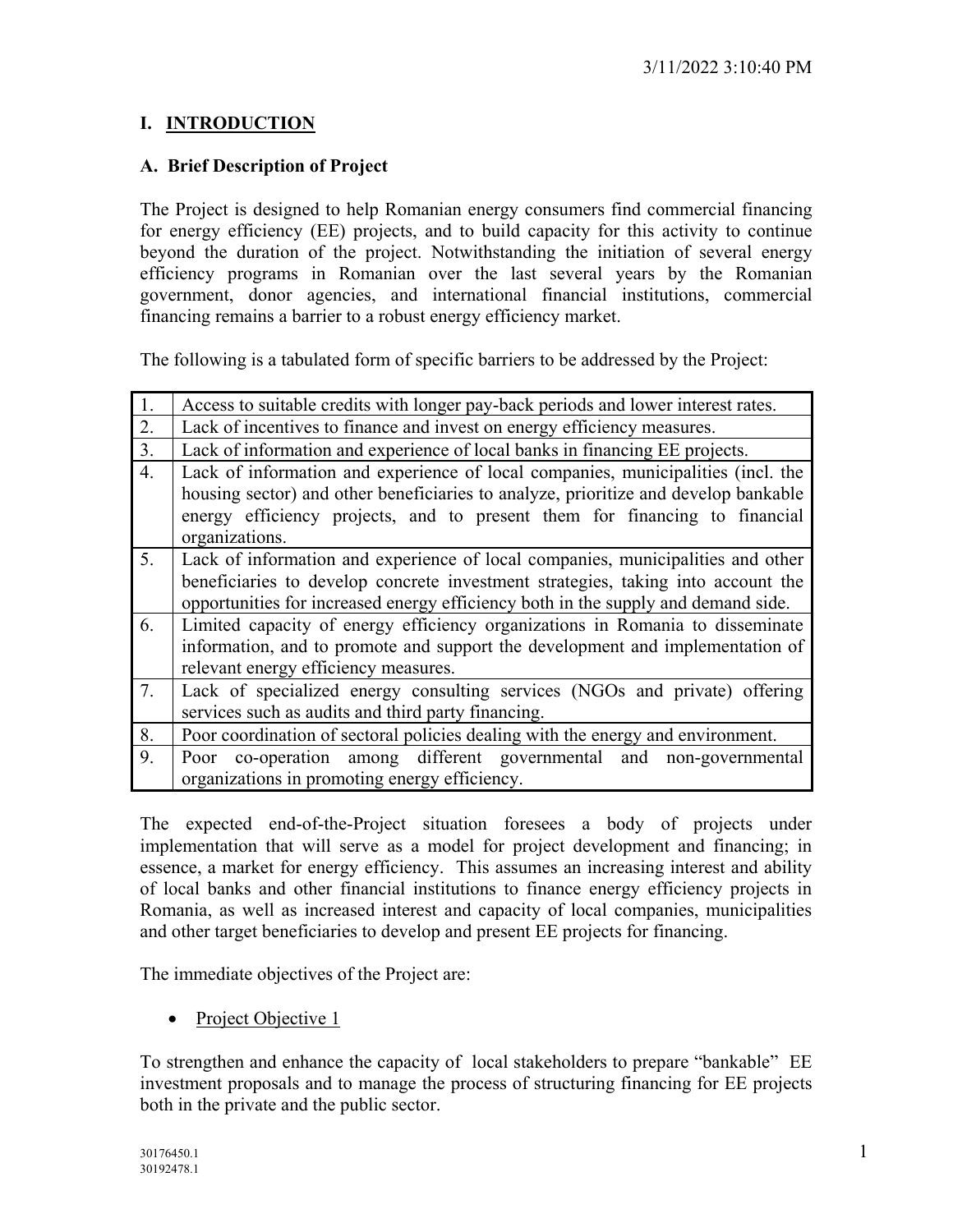# I. INTRODUCTION

## A. Brief Description of Project

The Project is designed to help Romanian energy consumers find commercial financing for energy efficiency (EE) projects, and to build capacity for this activity to continue beyond the duration of the project. Notwithstanding the initiation of several energy efficiency programs in Romanian over the last several years by the Romanian government, donor agencies, and international financial institutions, commercial financing remains a barrier to a robust energy efficiency market.

The following is a tabulated form of specific barriers to be addressed by the Project:

| | |
|---|---|
| 1. | Access to suitable credits with longer pay-back periods and lower interest rates. |
| 2. | Lack of incentives to finance and invest on energy efficiency measures. |
| 3. | Lack of information and experience of local banks in financing EE projects. |
| 4. | Lack of information and experience of local companies, municipalities (incl. the housing sector) and other beneficiaries to analyze, prioritize and develop bankable energy efficiency projects, and to present them for financing to financial organizations. |
| 5. | Lack of information and experience of local companies, municipalities and other beneficiaries to develop concrete investment strategies, taking into account the opportunities for increased energy efficiency both in the supply and demand side. |
| 6. | Limited capacity of energy efficiency organizations in Romania to disseminate information, and to promote and support the development and implementation of relevant energy efficiency measures. |
| 7. | Lack of specialized energy consulting services (NGOs and private) offering services such as audits and third party financing. |
| 8. | Poor coordination of sectoral policies dealing with the energy and environment. |
| 9. | Poor co-operation among different governmental and non-governmental organizations in promoting energy efficiency. |

The expected end-of-the-Project situation foresees a body of projects under implementation that will serve as a model for project development and financing; in essence, a market for energy efficiency. This assumes an increasing interest and ability of local banks and other financial institutions to finance energy efficiency projects in Romania, as well as increased interest and capacity of local companies, municipalities and other target beneficiaries to develop and present EE projects for financing.

The immediate objectives of the Project are:

- Project Objective 1

To strengthen and enhance the capacity of local stakeholders to prepare "bankable" EE investment proposals and to manage the process of structuring financing for EE projects both in the private and the public sector.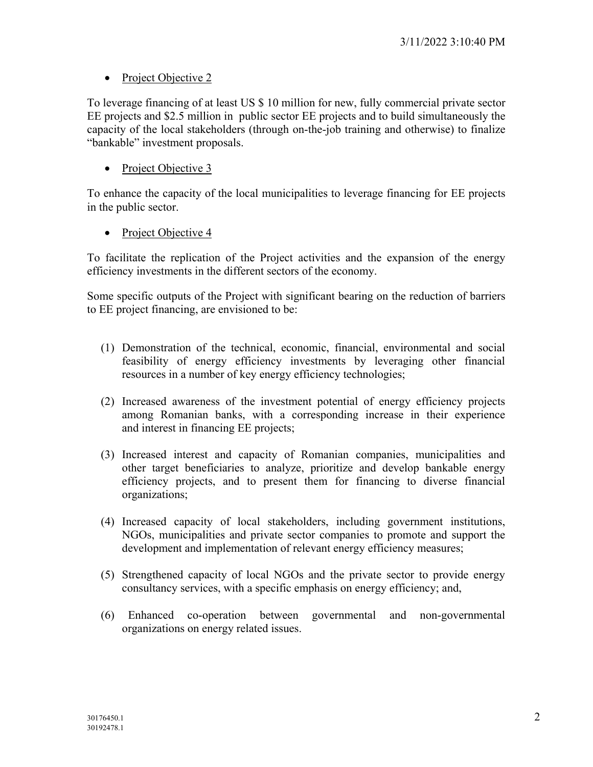- Project Objective 2

To leverage financing of at least US $ 10 million for new, fully commercial private sector EE projects and $2.5 million in public sector EE projects and to build simultaneously the capacity of the local stakeholders (through on-the-job training and otherwise) to finalize "bankable" investment proposals.

- Project Objective 3

To enhance the capacity of the local municipalities to leverage financing for EE projects in the public sector.

- Project Objective 4

To facilitate the replication of the Project activities and the expansion of the energy efficiency investments in the different sectors of the economy.

Some specific outputs of the Project with significant bearing on the reduction of barriers to EE project financing, are envisioned to be:

(1) Demonstration of the technical, economic, financial, environmental and social feasibility of energy efficiency investments by leveraging other financial resources in a number of key energy efficiency technologies;

(2) Increased awareness of the investment potential of energy efficiency projects among Romanian banks, with a corresponding increase in their experience and interest in financing EE projects;

(3) Increased interest and capacity of Romanian companies, municipalities and other target beneficiaries to analyze, prioritize and develop bankable energy efficiency projects, and to present them for financing to diverse financial organizations;

(4) Increased capacity of local stakeholders, including government institutions, NGOs, municipalities and private sector companies to promote and support the development and implementation of relevant energy efficiency measures;

(5) Strengthened capacity of local NGOs and the private sector to provide energy consultancy services, with a specific emphasis on energy efficiency; and,

(6) Enhanced co-operation between governmental and non-governmental organizations on energy related issues.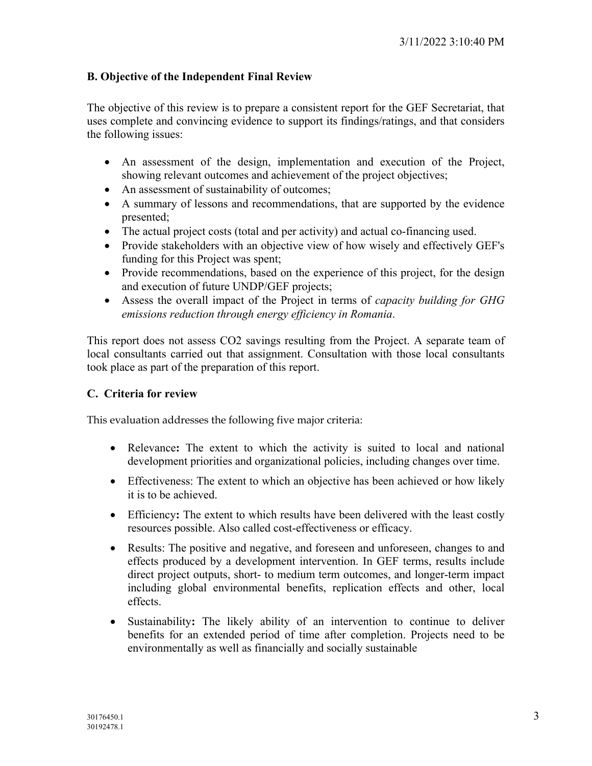## B. Objective of the Independent Final Review

The objective of this review is to prepare a consistent report for the GEF Secretariat, that uses complete and convincing evidence to support its findings/ratings, and that considers the following issues:

- An assessment of the design, implementation and execution of the Project, showing relevant outcomes and achievement of the project objectives;
- An assessment of sustainability of outcomes;
- A summary of lessons and recommendations, that are supported by the evidence presented;
- The actual project costs (total and per activity) and actual co-financing used.
- Provide stakeholders with an objective view of how wisely and effectively GEF's funding for this Project was spent;
- Provide recommendations, based on the experience of this project, for the design and execution of future UNDP/GEF projects;
- Assess the overall impact of the Project in terms of *capacity building for GHG emissions reduction through energy efficiency in Romania*.

This report does not assess $CO_2$ savings resulting from the Project. A separate team of local consultants carried out that assignment. Consultation with those local consultants took place as part of the preparation of this report.

## C. Criteria for review

This evaluation addresses the following five major criteria:

- Relevance**:** The extent to which the activity is suited to local and national development priorities and organizational policies, including changes over time.
- Effectiveness: The extent to which an objective has been achieved or how likely it is to be achieved.
- Efficiency**:** The extent to which results have been delivered with the least costly resources possible. Also called cost-effectiveness or efficacy.
- Results: The positive and negative, and foreseen and unforeseen, changes to and effects produced by a development intervention. In GEF terms, results include direct project outputs, short- to medium term outcomes, and longer-term impact including global environmental benefits, replication effects and other, local effects.
- Sustainability**:** The likely ability of an intervention to continue to deliver benefits for an extended period of time after completion. Projects need to be environmentally as well as financially and socially sustainable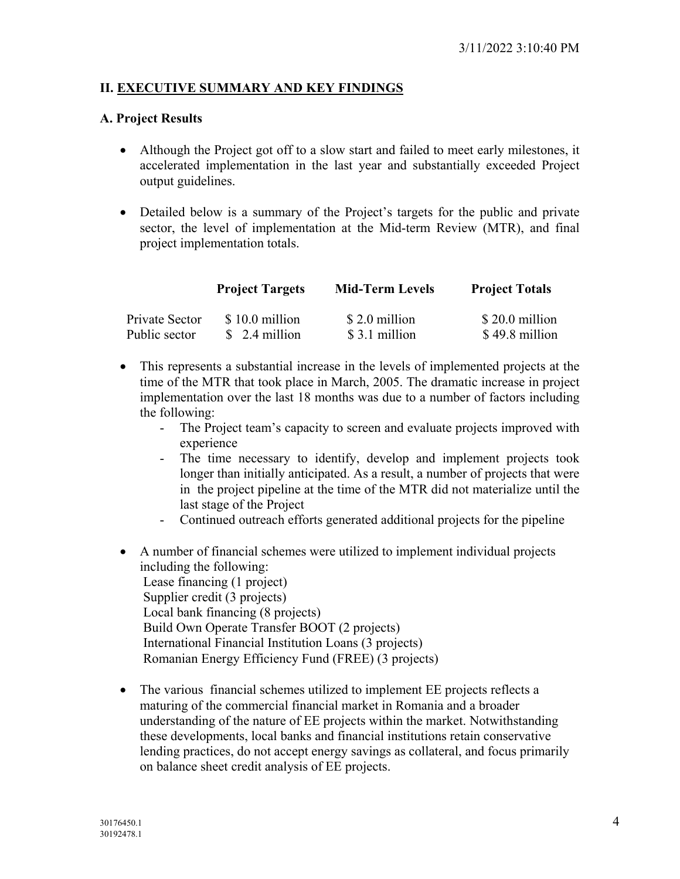## II. EXECUTIVE SUMMARY AND KEY FINDINGS

### A. Project Results

- Although the Project got off to a slow start and failed to meet early milestones, it accelerated implementation in the last year and substantially exceeded Project output guidelines.
- Detailed below is a summary of the Project's targets for the public and private sector, the level of implementation at the Mid-term Review (MTR), and final project implementation totals.

| | Project Targets | Mid-Term Levels | Project Totals |
|---|---|---|---|
| Private Sector | $ 10.0 million | $ 2.0 million | $ 20.0 million |
| Public sector | $ 2.4 million | $ 3.1 million | $ 49.8 million |

- This represents a substantial increase in the levels of implemented projects at the time of the MTR that took place in March, 2005. The dramatic increase in project implementation over the last 18 months was due to a number of factors including the following:
  - The Project team's capacity to screen and evaluate projects improved with experience
  - The time necessary to identify, develop and implement projects took longer than initially anticipated. As a result, a number of projects that were in the project pipeline at the time of the MTR did not materialize until the last stage of the Project
  - Continued outreach efforts generated additional projects for the pipeline
- A number of financial schemes were utilized to implement individual projects including the following:
  Lease financing (1 project)
  Supplier credit (3 projects)
  Local bank financing (8 projects)
  Build Own Operate Transfer BOOT (2 projects)
  International Financial Institution Loans (3 projects)
  Romanian Energy Efficiency Fund (FREE) (3 projects)
- The various financial schemes utilized to implement EE projects reflects a maturing of the commercial financial market in Romania and a broader understanding of the nature of EE projects within the market. Notwithstanding these developments, local banks and financial institutions retain conservative lending practices, do not accept energy savings as collateral, and focus primarily on balance sheet credit analysis of EE projects.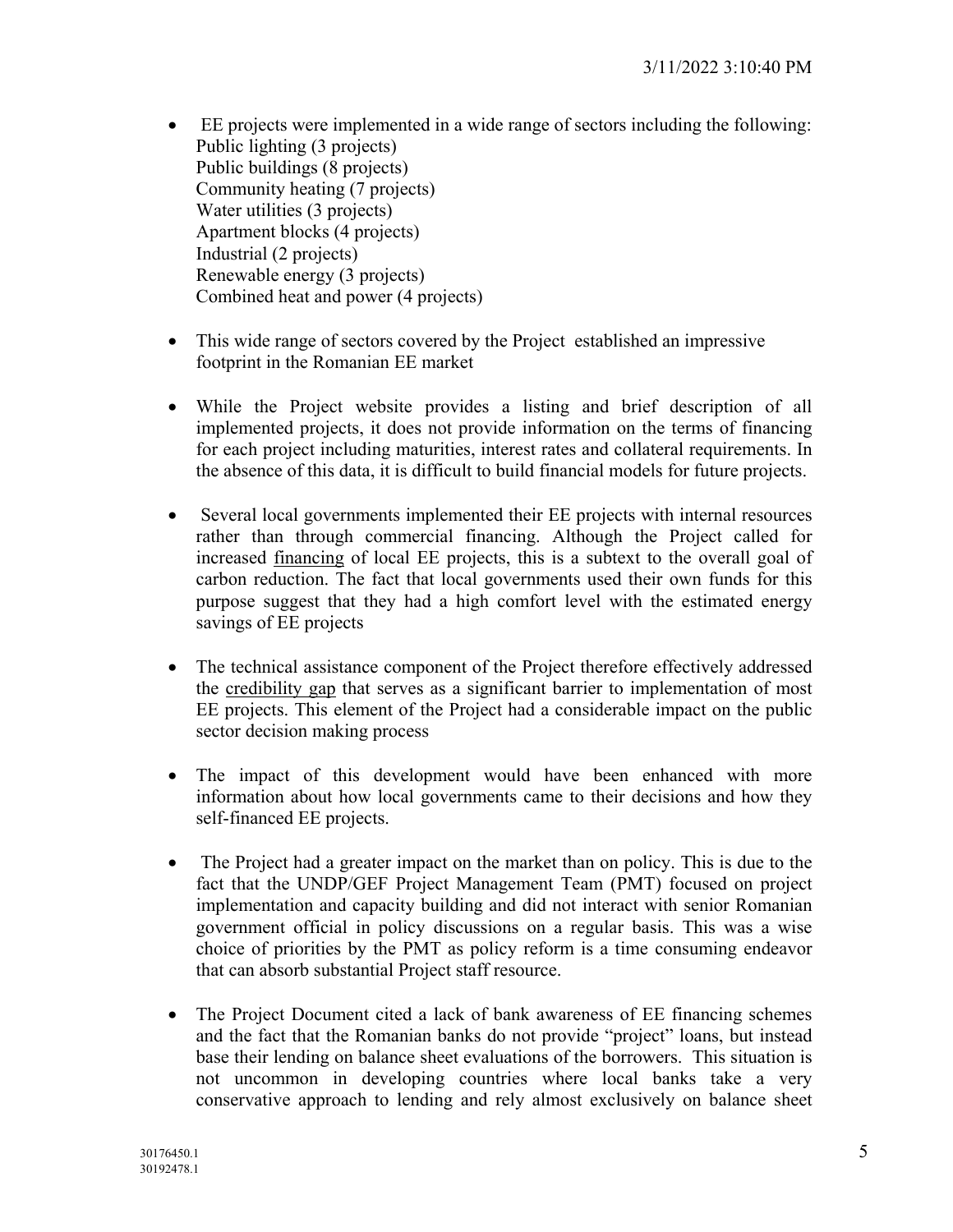- EE projects were implemented in a wide range of sectors including the following:  
  Public lighting (3 projects)  
  Public buildings (8 projects)  
  Community heating (7 projects)  
  Water utilities (3 projects)  
  Apartment blocks (4 projects)  
  Industrial (2 projects)  
  Renewable energy (3 projects)  
  Combined heat and power (4 projects)

- This wide range of sectors covered by the Project established an impressive footprint in the Romanian EE market

- While the Project website provides a listing and brief description of all implemented projects, it does not provide information on the terms of financing for each project including maturities, interest rates and collateral requirements. In the absence of this data, it is difficult to build financial models for future projects.

- Several local governments implemented their EE projects with internal resources rather than through commercial financing. Although the Project called for increased <u>financing</u> of local EE projects, this is a subtext to the overall goal of carbon reduction. The fact that local governments used their own funds for this purpose suggest that they had a high comfort level with the estimated energy savings of EE projects

- The technical assistance component of the Project therefore effectively addressed the <u>credibility gap</u> that serves as a significant barrier to implementation of most EE projects. This element of the Project had a considerable impact on the public sector decision making process

- The impact of this development would have been enhanced with more information about how local governments came to their decisions and how they self-financed EE projects.

- The Project had a greater impact on the market than on policy. This is due to the fact that the UNDP/GEF Project Management Team (PMT) focused on project implementation and capacity building and did not interact with senior Romanian government official in policy discussions on a regular basis. This was a wise choice of priorities by the PMT as policy reform is a time consuming endeavor that can absorb substantial Project staff resource.

- The Project Document cited a lack of bank awareness of EE financing schemes and the fact that the Romanian banks do not provide "project" loans, but instead base their lending on balance sheet evaluations of the borrowers. This situation is not uncommon in developing countries where local banks take a very conservative approach to lending and rely almost exclusively on balance sheet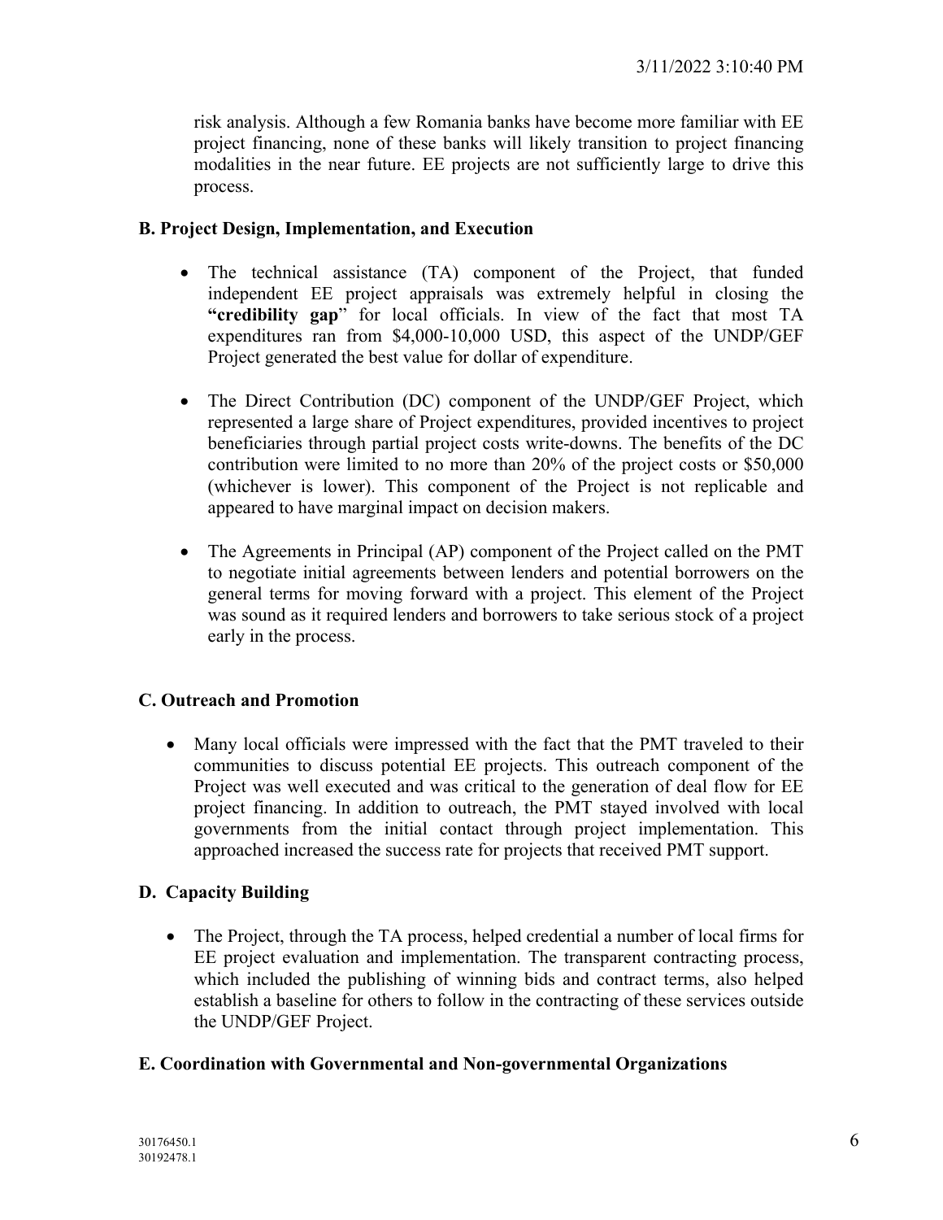risk analysis. Although a few Romania banks have become more familiar with EE project financing, none of these banks will likely transition to project financing modalities in the near future. EE projects are not sufficiently large to drive this process.

### B. Project Design, Implementation, and Execution

- The technical assistance (TA) component of the Project, that funded independent EE project appraisals was extremely helpful in closing the **"credibility gap**" for local officials. In view of the fact that most TA expenditures ran from $4,000-10,000 USD, this aspect of the UNDP/GEF Project generated the best value for dollar of expenditure.

- The Direct Contribution (DC) component of the UNDP/GEF Project, which represented a large share of Project expenditures, provided incentives to project beneficiaries through partial project costs write-downs. The benefits of the DC contribution were limited to no more than 20% of the project costs or $50,000 (whichever is lower). This component of the Project is not replicable and appeared to have marginal impact on decision makers.

- The Agreements in Principal (AP) component of the Project called on the PMT to negotiate initial agreements between lenders and potential borrowers on the general terms for moving forward with a project. This element of the Project was sound as it required lenders and borrowers to take serious stock of a project early in the process.

### C. Outreach and Promotion

- Many local officials were impressed with the fact that the PMT traveled to their communities to discuss potential EE projects. This outreach component of the Project was well executed and was critical to the generation of deal flow for EE project financing. In addition to outreach, the PMT stayed involved with local governments from the initial contact through project implementation. This approached increased the success rate for projects that received PMT support.

### D. Capacity Building

- The Project, through the TA process, helped credential a number of local firms for EE project evaluation and implementation. The transparent contracting process, which included the publishing of winning bids and contract terms, also helped establish a baseline for others to follow in the contracting of these services outside the UNDP/GEF Project.

### E. Coordination with Governmental and Non-governmental Organizations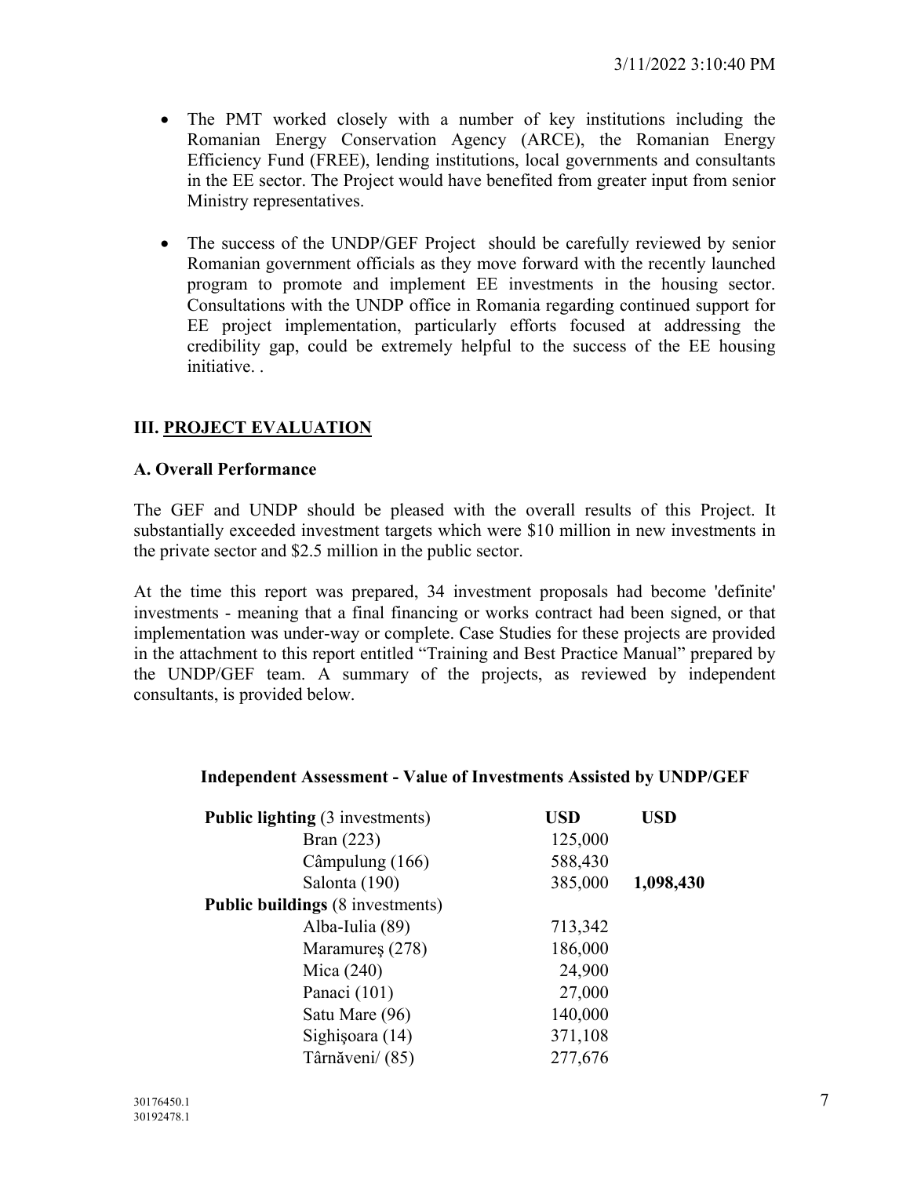- The PMT worked closely with a number of key institutions including the Romanian Energy Conservation Agency (ARCE), the Romanian Energy Efficiency Fund (FREE), lending institutions, local governments and consultants in the EE sector. The Project would have benefited from greater input from senior Ministry representatives.

- The success of the UNDP/GEF Project should be carefully reviewed by senior Romanian government officials as they move forward with the recently launched program to promote and implement EE investments in the housing sector. Consultations with the UNDP office in Romania regarding continued support for EE project implementation, particularly efforts focused at addressing the credibility gap, could be extremely helpful to the success of the EE housing initiative. .

## III. PROJECT EVALUATION

### A. Overall Performance

The GEF and UNDP should be pleased with the overall results of this Project. It substantially exceeded investment targets which were $10 million in new investments in the private sector and $2.5 million in the public sector.

At the time this report was prepared, 34 investment proposals had become 'definite' investments - meaning that a final financing or works contract had been signed, or that implementation was under-way or complete. Case Studies for these projects are provided in the attachment to this report entitled "Training and Best Practice Manual" prepared by the UNDP/GEF team. A summary of the projects, as reviewed by independent consultants, is provided below.

**Independent Assessment - Value of Investments Assisted by UNDP/GEF**

| | USD | USD |
|---|---|---|
| **Public lighting** (3 investments) | | |
| Bran (223) | 125,000 | |
| Câmpulung (166) | 588,430 | |
| Salonta (190) | 385,000 | **1,098,430** |
| **Public buildings** (8 investments) | | |
| Alba-Iulia (89) | 713,342 | |
| Maramureş (278) | 186,000 | |
| Mica (240) | 24,900 | |
| Panaci (101) | 27,000 | |
| Satu Mare (96) | 140,000 | |
| Sighişoara (14) | 371,108 | |
| Târnăveni/ (85) | 277,676 | |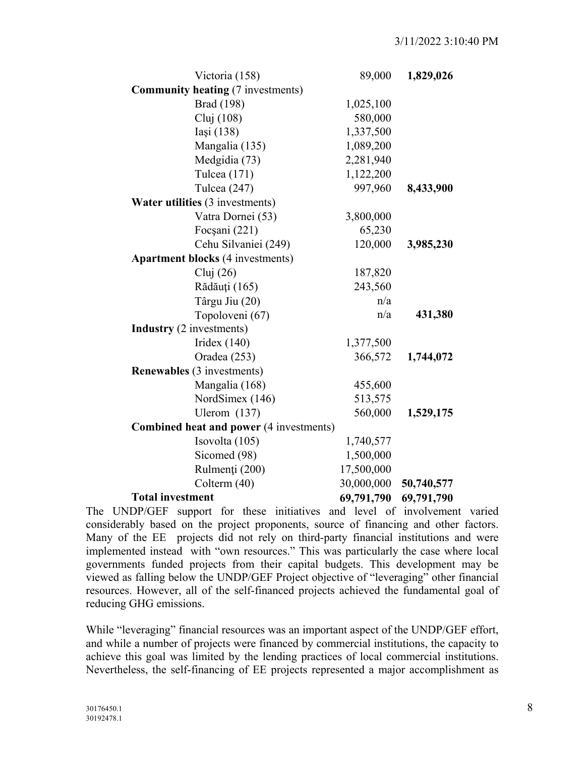| | | |
|---|---|---|
| Victoria (158) | 89,000 | **1,829,026** |
| **Community heating** (7 investments) | | |
| Brad (198) | 1,025,100 | |
| Cluj (108) | 580,000 | |
| Iaşi (138) | 1,337,500 | |
| Mangalia (135) | 1,089,200 | |
| Medgidia (73) | 2,281,940 | |
| Tulcea (171) | 1,122,200 | |
| Tulcea (247) | 997,960 | **8,433,900** |
| **Water utilities** (3 investments) | | |
| Vatra Dornei (53) | 3,800,000 | |
| Focşani (221) | 65,230 | |
| Cehu Silvaniei (249) | 120,000 | **3,985,230** |
| **Apartment blocks** (4 investments) | | |
| Cluj (26) | 187,820 | |
| Rădăuţi (165) | 243,560 | |
| Târgu Jiu (20) | n/a | |
| Topoloveni (67) | n/a | **431,380** |
| **Industry** (2 investments) | | |
| Iridex (140) | 1,377,500 | |
| Oradea (253) | 366,572 | **1,744,072** |
| **Renewables** (3 investments) | | |
| Mangalia (168) | 455,600 | |
| NordSimex (146) | 513,575 | |
| Ulerom (137) | 560,000 | **1,529,175** |
| **Combined heat and power** (4 investments) | | |
| Isovolta (105) | 1,740,577 | |
| Sicomed (98) | 1,500,000 | |
| Rulmenţi (200) | 17,500,000 | |
| Colterm (40) | 30,000,000 | **50,740,577** |
| **Total investment** | **69,791,790** | **69,791,790** |

The UNDP/GEF support for these initiatives and level of involvement varied considerably based on the project proponents, source of financing and other factors. Many of the EE projects did not rely on third-party financial institutions and were implemented instead with "own resources." This was particularly the case where local governments funded projects from their capital budgets. This development may be viewed as falling below the UNDP/GEF Project objective of "leveraging" other financial resources. However, all of the self-financed projects achieved the fundamental goal of reducing GHG emissions.

While "leveraging" financial resources was an important aspect of the UNDP/GEF effort, and while a number of projects were financed by commercial institutions, the capacity to achieve this goal was limited by the lending practices of local commercial institutions. Nevertheless, the self-financing of EE projects represented a major accomplishment as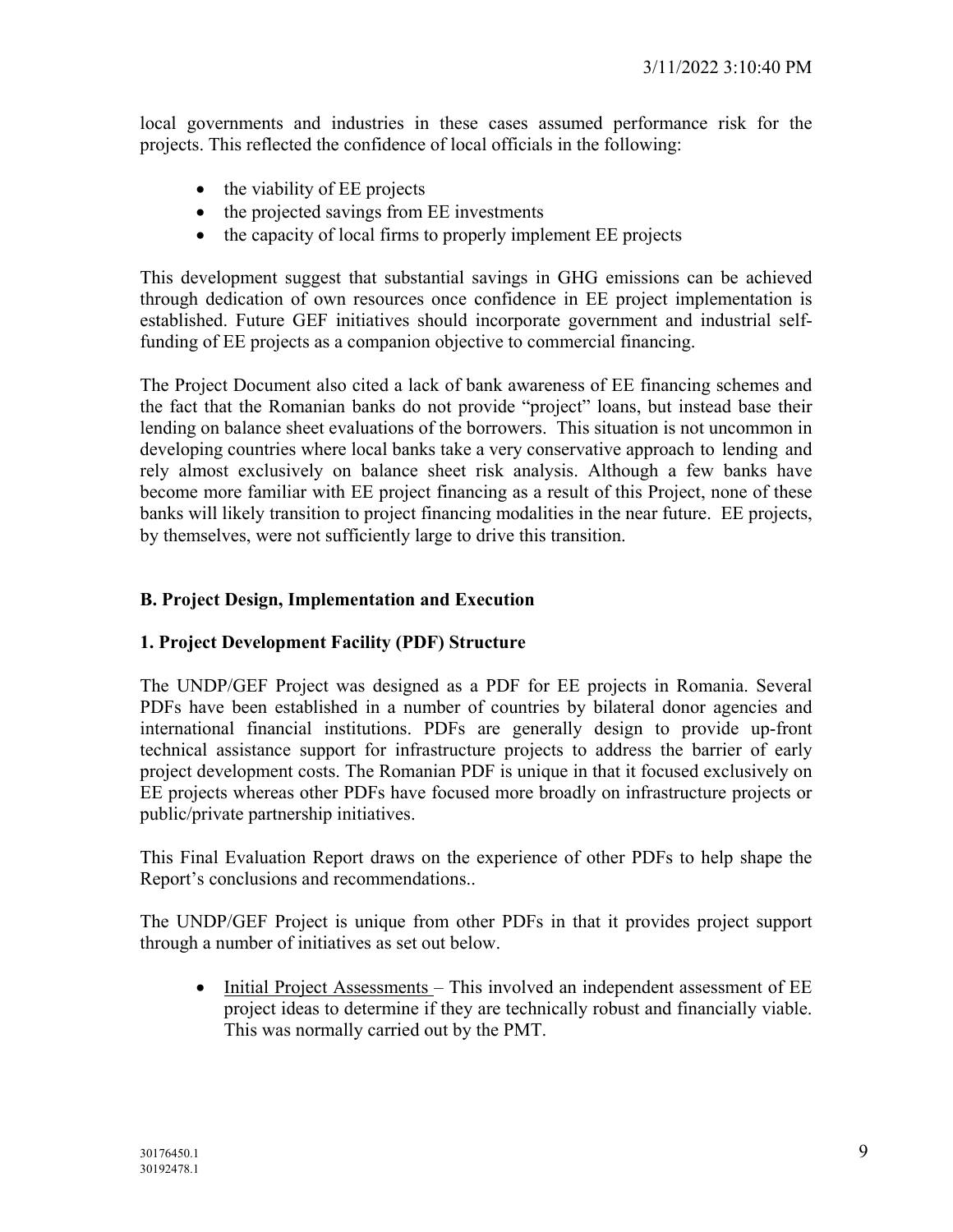local governments and industries in these cases assumed performance risk for the projects. This reflected the confidence of local officials in the following:

- the viability of EE projects
- the projected savings from EE investments
- the capacity of local firms to properly implement EE projects

This development suggest that substantial savings in GHG emissions can be achieved through dedication of own resources once confidence in EE project implementation is established. Future GEF initiatives should incorporate government and industrial self-funding of EE projects as a companion objective to commercial financing.

The Project Document also cited a lack of bank awareness of EE financing schemes and the fact that the Romanian banks do not provide "project" loans, but instead base their lending on balance sheet evaluations of the borrowers. This situation is not uncommon in developing countries where local banks take a very conservative approach to lending and rely almost exclusively on balance sheet risk analysis. Although a few banks have become more familiar with EE project financing as a result of this Project, none of these banks will likely transition to project financing modalities in the near future. EE projects, by themselves, were not sufficiently large to drive this transition.

## B. Project Design, Implementation and Execution

### 1. Project Development Facility (PDF) Structure

The UNDP/GEF Project was designed as a PDF for EE projects in Romania. Several PDFs have been established in a number of countries by bilateral donor agencies and international financial institutions. PDFs are generally design to provide up-front technical assistance support for infrastructure projects to address the barrier of early project development costs. The Romanian PDF is unique in that it focused exclusively on EE projects whereas other PDFs have focused more broadly on infrastructure projects or public/private partnership initiatives.

This Final Evaluation Report draws on the experience of other PDFs to help shape the Report's conclusions and recommendations..

The UNDP/GEF Project is unique from other PDFs in that it provides project support through a number of initiatives as set out below.

- <u>Initial Project Assessments</u> – This involved an independent assessment of EE project ideas to determine if they are technically robust and financially viable. This was normally carried out by the PMT.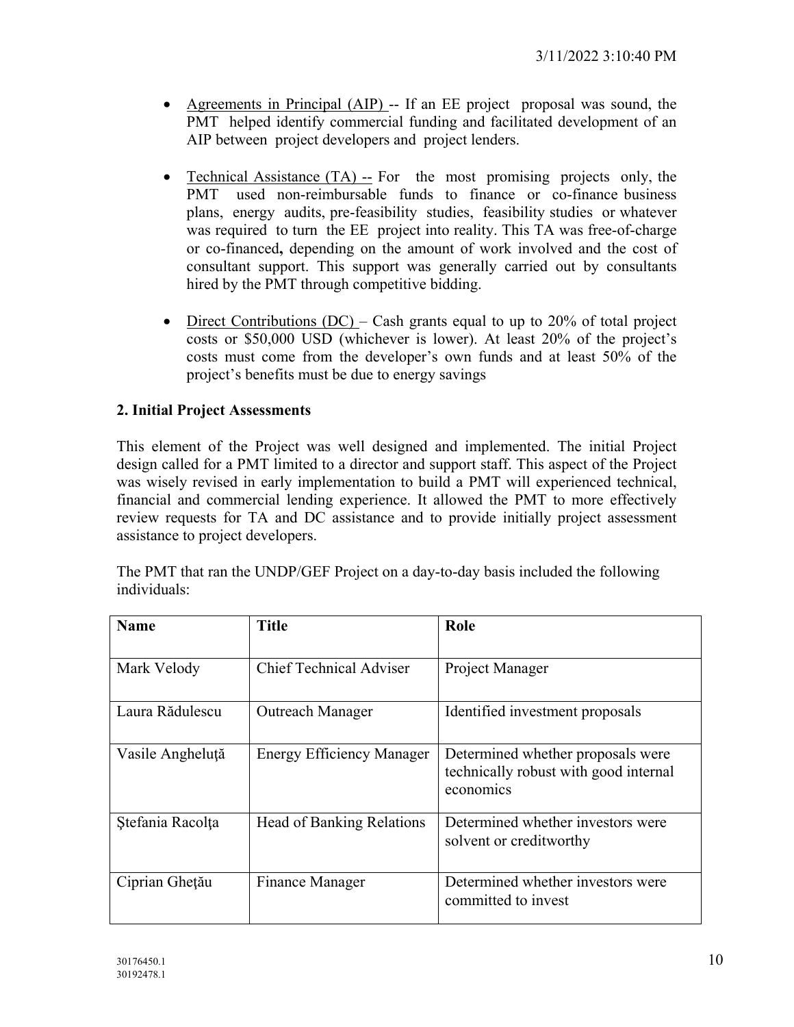- Agreements in Principal (AIP) -- If an EE project proposal was sound, the PMT helped identify commercial funding and facilitated development of an AIP between project developers and project lenders.

- Technical Assistance (TA) -- For the most promising projects only, the PMT used non-reimbursable funds to finance or co-finance business plans, energy audits, pre-feasibility studies, feasibility studies or whatever was required to turn the EE project into reality. This TA was free-of-charge or co-financed**,** depending on the amount of work involved and the cost of consultant support. This support was generally carried out by consultants hired by the PMT through competitive bidding.

- Direct Contributions (DC) – Cash grants equal to up to 20% of total project costs or $50,000 USD (whichever is lower). At least 20% of the project's costs must come from the developer's own funds and at least 50% of the project's benefits must be due to energy savings

**2. Initial Project Assessments**

This element of the Project was well designed and implemented. The initial Project design called for a PMT limited to a director and support staff. This aspect of the Project was wisely revised in early implementation to build a PMT will experienced technical, financial and commercial lending experience. It allowed the PMT to more effectively review requests for TA and DC assistance and to provide initially project assessment assistance to project developers.

The PMT that ran the UNDP/GEF Project on a day-to-day basis included the following individuals:

| Name | Title | Role |
|---|---|---|
| Mark Velody | Chief Technical Adviser | Project Manager |
| Laura Rădulescu | Outreach Manager | Identified investment proposals |
| Vasile Angheluţă | Energy Efficiency Manager | Determined whether proposals were technically robust with good internal economics |
| Ştefania Racolţa | Head of Banking Relations | Determined whether investors were solvent or creditworthy |
| Ciprian Gheţău | Finance Manager | Determined whether investors were committed to invest |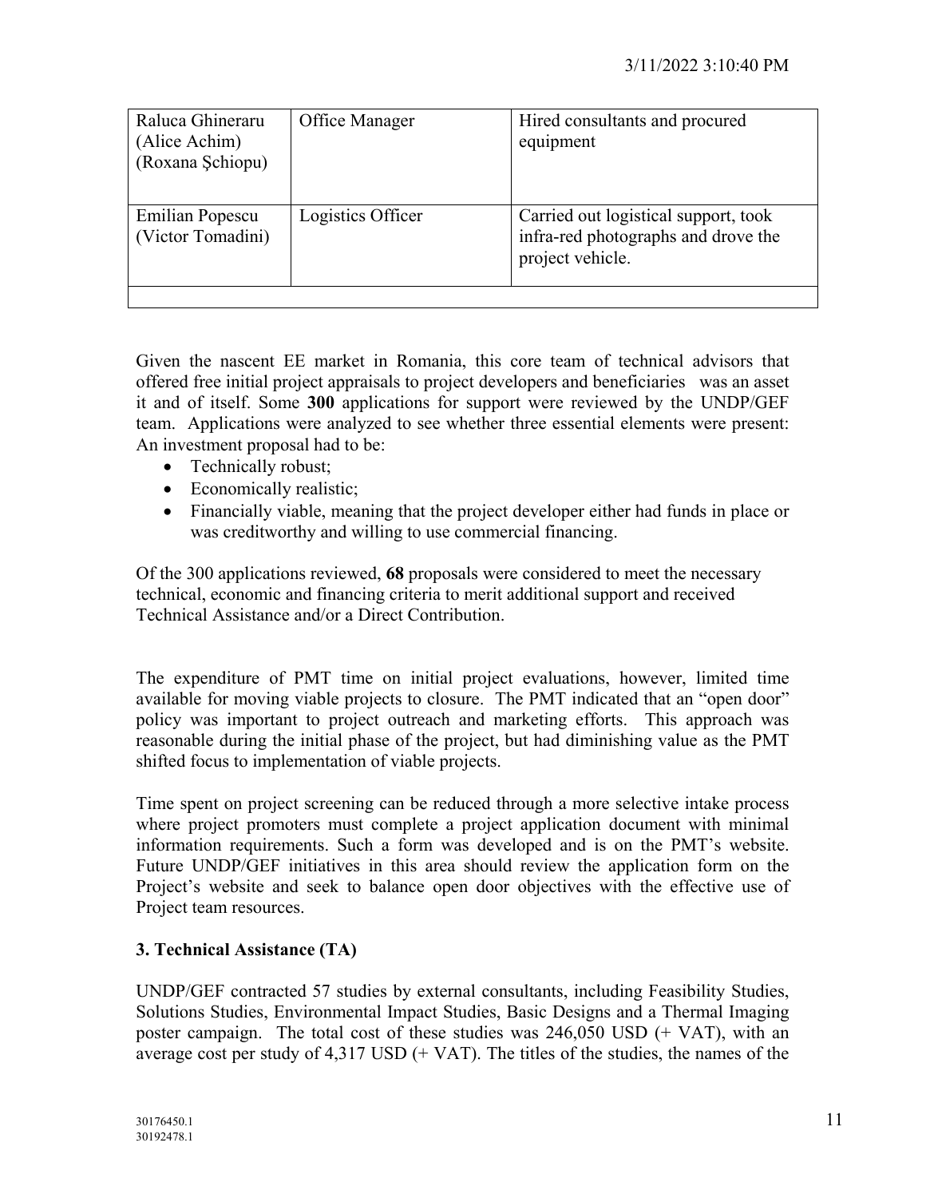| Raluca Ghineraru (Alice Achim) (Roxana Şchiopu) | Office Manager | Hired consultants and procured equipment |
|---|---|---|
| Emilian Popescu (Victor Tomadini) | Logistics Officer | Carried out logistical support, took infra-red photographs and drove the project vehicle. |
| | | |

Given the nascent EE market in Romania, this core team of technical advisors that offered free initial project appraisals to project developers and beneficiaries was an asset it and of itself. Some **300** applications for support were reviewed by the UNDP/GEF team. Applications were analyzed to see whether three essential elements were present: An investment proposal had to be:

- Technically robust;
- Economically realistic;
- Financially viable, meaning that the project developer either had funds in place or was creditworthy and willing to use commercial financing.

Of the 300 applications reviewed, **68** proposals were considered to meet the necessary technical, economic and financing criteria to merit additional support and received Technical Assistance and/or a Direct Contribution.

The expenditure of PMT time on initial project evaluations, however, limited time available for moving viable projects to closure. The PMT indicated that an "open door" policy was important to project outreach and marketing efforts. This approach was reasonable during the initial phase of the project, but had diminishing value as the PMT shifted focus to implementation of viable projects.

Time spent on project screening can be reduced through a more selective intake process where project promoters must complete a project application document with minimal information requirements. Such a form was developed and is on the PMT's website. Future UNDP/GEF initiatives in this area should review the application form on the Project's website and seek to balance open door objectives with the effective use of Project team resources.

## 3. Technical Assistance (TA)

UNDP/GEF contracted 57 studies by external consultants, including Feasibility Studies, Solutions Studies, Environmental Impact Studies, Basic Designs and a Thermal Imaging poster campaign. The total cost of these studies was 246,050 USD (+ VAT), with an average cost per study of 4,317 USD (+ VAT). The titles of the studies, the names of the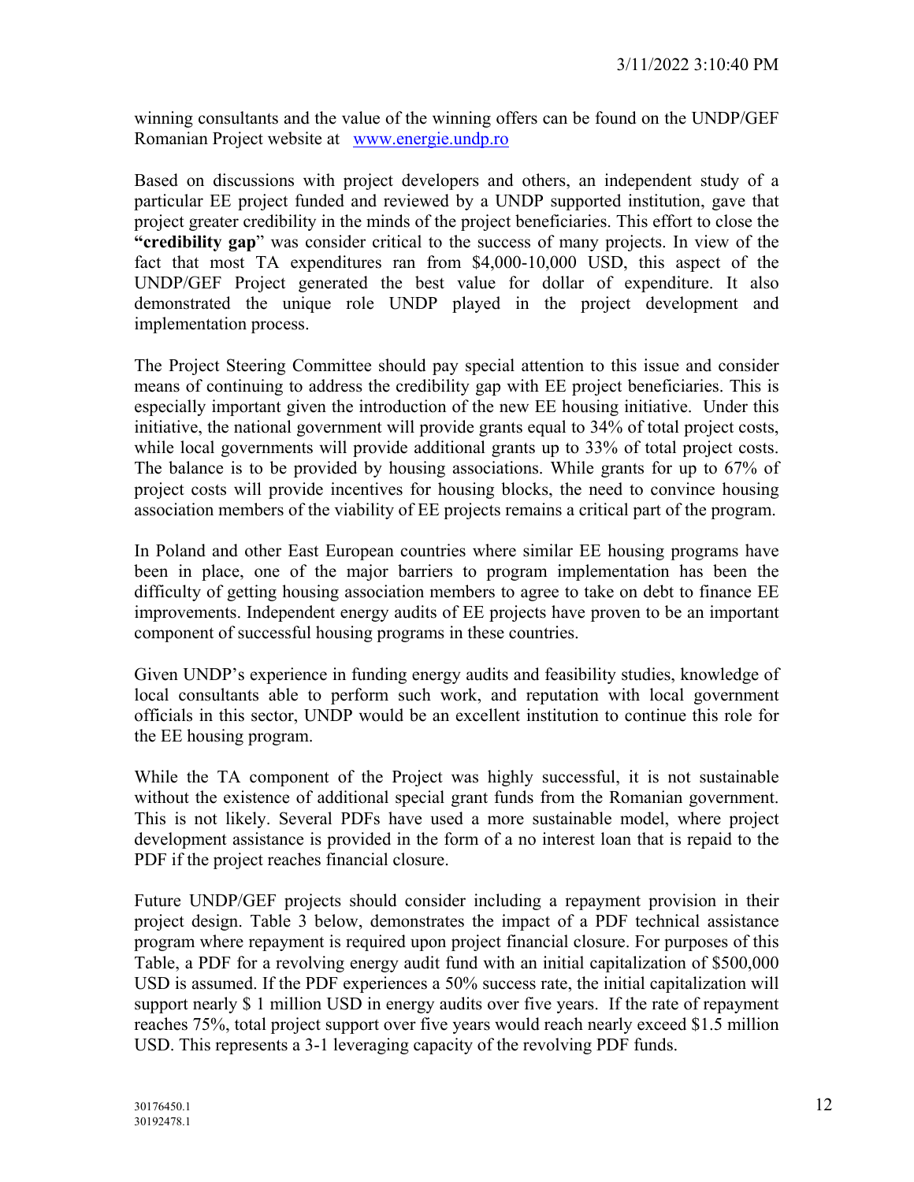winning consultants and the value of the winning offers can be found on the UNDP/GEF Romanian Project website at [www.energie.undp.ro](http://www.energie.undp.ro)

Based on discussions with project developers and others, an independent study of a particular EE project funded and reviewed by a UNDP supported institution, gave that project greater credibility in the minds of the project beneficiaries. This effort to close the **"credibility gap"** was consider critical to the success of many projects. In view of the fact that most TA expenditures ran from $4,000-10,000 USD, this aspect of the UNDP/GEF Project generated the best value for dollar of expenditure. It also demonstrated the unique role UNDP played in the project development and implementation process.

The Project Steering Committee should pay special attention to this issue and consider means of continuing to address the credibility gap with EE project beneficiaries. This is especially important given the introduction of the new EE housing initiative. Under this initiative, the national government will provide grants equal to 34% of total project costs, while local governments will provide additional grants up to 33% of total project costs. The balance is to be provided by housing associations. While grants for up to 67% of project costs will provide incentives for housing blocks, the need to convince housing association members of the viability of EE projects remains a critical part of the program.

In Poland and other East European countries where similar EE housing programs have been in place, one of the major barriers to program implementation has been the difficulty of getting housing association members to agree to take on debt to finance EE improvements. Independent energy audits of EE projects have proven to be an important component of successful housing programs in these countries.

Given UNDP's experience in funding energy audits and feasibility studies, knowledge of local consultants able to perform such work, and reputation with local government officials in this sector, UNDP would be an excellent institution to continue this role for the EE housing program.

While the TA component of the Project was highly successful, it is not sustainable without the existence of additional special grant funds from the Romanian government. This is not likely. Several PDFs have used a more sustainable model, where project development assistance is provided in the form of a no interest loan that is repaid to the PDF if the project reaches financial closure.

Future UNDP/GEF projects should consider including a repayment provision in their project design. Table 3 below, demonstrates the impact of a PDF technical assistance program where repayment is required upon project financial closure. For purposes of this Table, a PDF for a revolving energy audit fund with an initial capitalization of $500,000 USD is assumed. If the PDF experiences a 50% success rate, the initial capitalization will support nearly $ 1 million USD in energy audits over five years. If the rate of repayment reaches 75%, total project support over five years would reach nearly exceed $1.5 million USD. This represents a 3-1 leveraging capacity of the revolving PDF funds.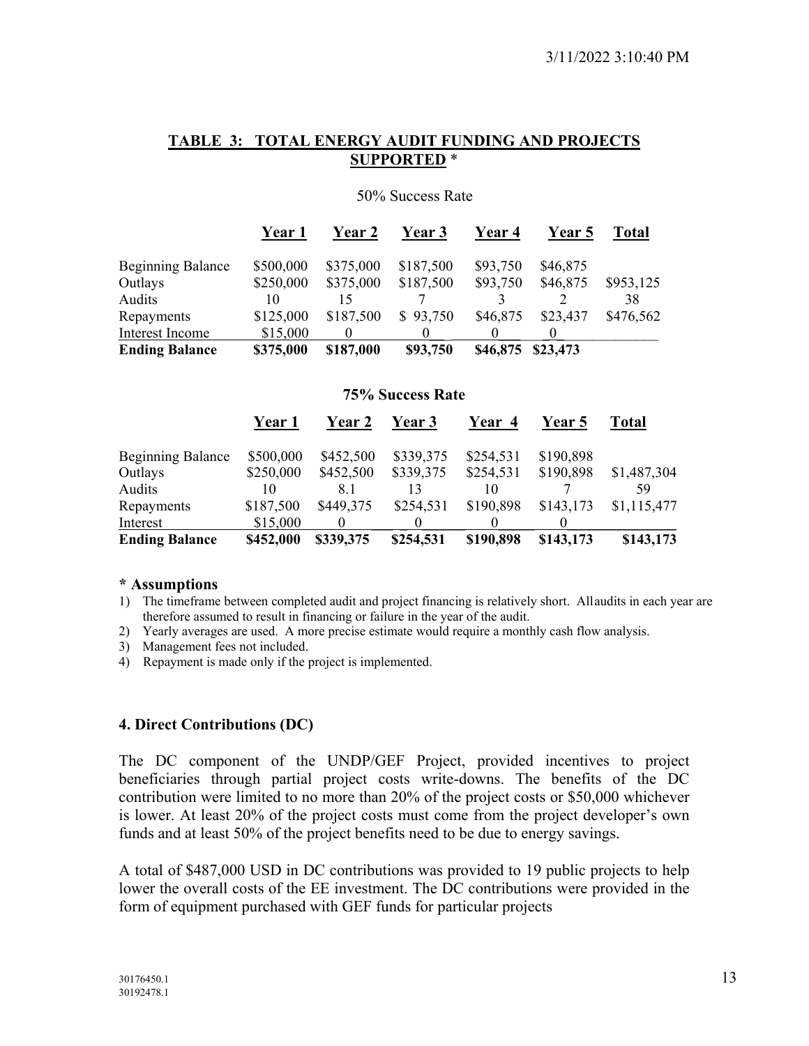## TABLE 3: TOTAL ENERGY AUDIT FUNDING AND PROJECTS SUPPORTED *

50% Success Rate

| | Year 1 | Year 2 | Year 3 | Year 4 | Year 5 | Total |
|---|---|---|---|---|---|---|
| Beginning Balance | $500,000 | $375,000 | $187,500 | $93,750 | $46,875 | |
| Outlays | $250,000 | $375,000 | $187,500 | $93,750 | $46,875 | $953,125 |
| Audits | 10 | 15 | 7 | 3 | 2 | 38 |
| Repayments | $125,000 | $187,500 | $ 93,750 | $46,875 | $23,437 | $476,562 |
| Interest Income | $15,000 | 0 | 0 | 0 | 0 | |
| **Ending Balance** | **$375,000** | **$187,000** | **$93,750** | **$46,875** | **$23,473** | |

**75% Success Rate**

| | Year 1 | Year 2 | Year 3 | Year 4 | Year 5 | Total |
|---|---|---|---|---|---|---|
| Beginning Balance | $500,000 | $452,500 | $339,375 | $254,531 | $190,898 | |
| Outlays | $250,000 | $452,500 | $339,375 | $254,531 | $190,898 | $1,487,304 |
| Audits | 10 | 8.1 | 13 | 10 | 7 | 59 |
| Repayments | $187,500 | $449,375 | $254,531 | $190,898 | $143,173 | $1,115,477 |
| Interest | $15,000 | 0 | 0 | 0 | 0 | |
| **Ending Balance** | **$452,000** | **$339,375** | **$254,531** | **$190,898** | **$143,173** | **$143,173** |

**\* Assumptions**

1) The timeframe between completed audit and project financing is relatively short. Allaudits in each year are therefore assumed to result in financing or failure in the year of the audit.
2) Yearly averages are used. A more precise estimate would require a monthly cash flow analysis.
3) Management fees not included.
4) Repayment is made only if the project is implemented.

### 4. Direct Contributions (DC)

The DC component of the UNDP/GEF Project, provided incentives to project beneficiaries through partial project costs write-downs. The benefits of the DC contribution were limited to no more than 20% of the project costs or $50,000 whichever is lower. At least 20% of the project costs must come from the project developer's own funds and at least 50% of the project benefits need to be due to energy savings.

A total of $487,000 USD in DC contributions was provided to 19 public projects to help lower the overall costs of the EE investment. The DC contributions were provided in the form of equipment purchased with GEF funds for particular projects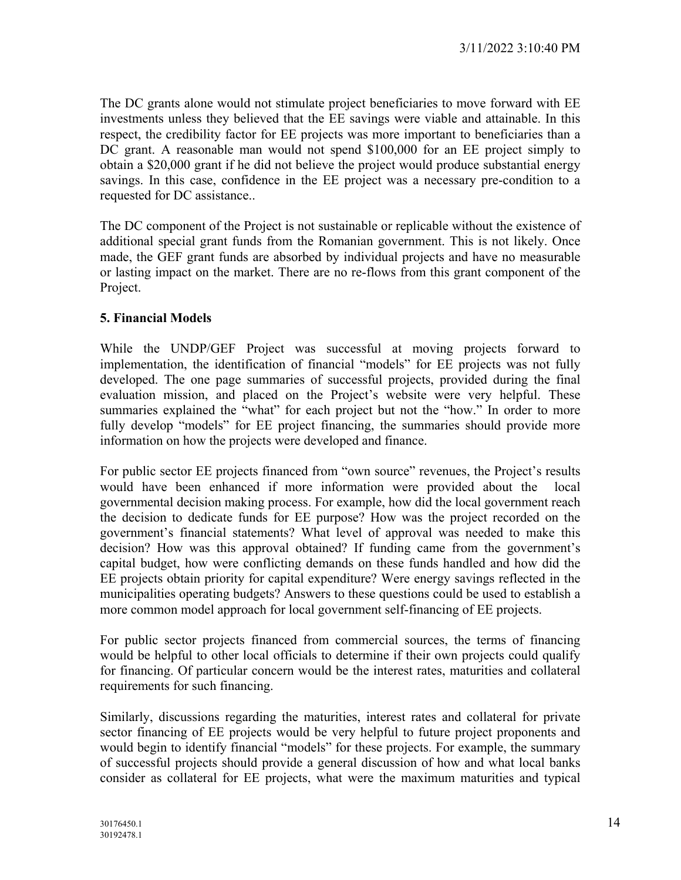The DC grants alone would not stimulate project beneficiaries to move forward with EE investments unless they believed that the EE savings were viable and attainable. In this respect, the credibility factor for EE projects was more important to beneficiaries than a DC grant. A reasonable man would not spend $100,000 for an EE project simply to obtain a $20,000 grant if he did not believe the project would produce substantial energy savings. In this case, confidence in the EE project was a necessary pre-condition to a requested for DC assistance..

The DC component of the Project is not sustainable or replicable without the existence of additional special grant funds from the Romanian government. This is not likely. Once made, the GEF grant funds are absorbed by individual projects and have no measurable or lasting impact on the market. There are no re-flows from this grant component of the Project.

### 5. Financial Models

While the UNDP/GEF Project was successful at moving projects forward to implementation, the identification of financial "models" for EE projects was not fully developed. The one page summaries of successful projects, provided during the final evaluation mission, and placed on the Project's website were very helpful. These summaries explained the "what" for each project but not the "how." In order to more fully develop "models" for EE project financing, the summaries should provide more information on how the projects were developed and finance.

For public sector EE projects financed from "own source" revenues, the Project's results would have been enhanced if more information were provided about the local governmental decision making process. For example, how did the local government reach the decision to dedicate funds for EE purpose? How was the project recorded on the government's financial statements? What level of approval was needed to make this decision? How was this approval obtained? If funding came from the government's capital budget, how were conflicting demands on these funds handled and how did the EE projects obtain priority for capital expenditure? Were energy savings reflected in the municipalities operating budgets? Answers to these questions could be used to establish a more common model approach for local government self-financing of EE projects.

For public sector projects financed from commercial sources, the terms of financing would be helpful to other local officials to determine if their own projects could qualify for financing. Of particular concern would be the interest rates, maturities and collateral requirements for such financing.

Similarly, discussions regarding the maturities, interest rates and collateral for private sector financing of EE projects would be very helpful to future project proponents and would begin to identify financial "models" for these projects. For example, the summary of successful projects should provide a general discussion of how and what local banks consider as collateral for EE projects, what were the maximum maturities and typical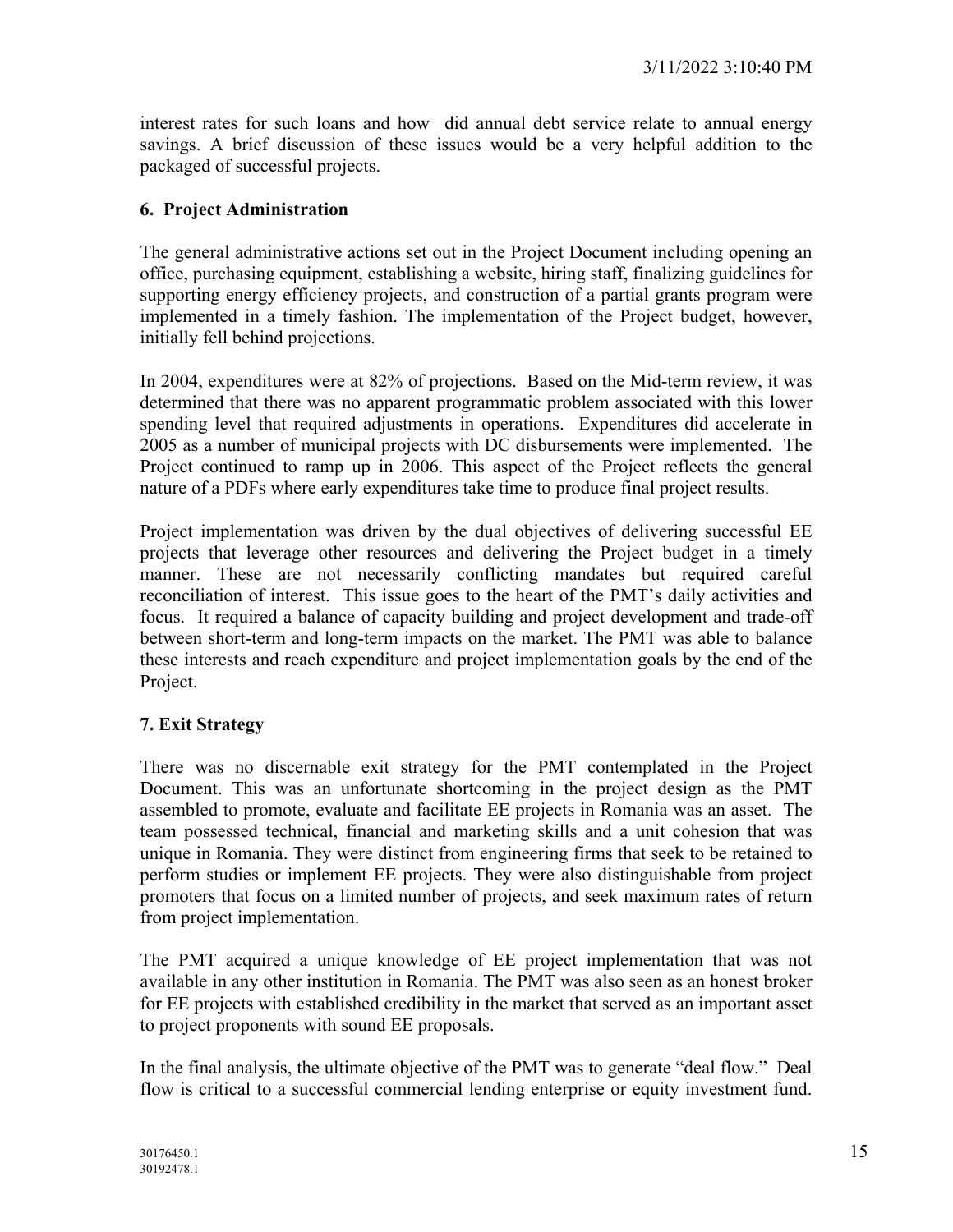interest rates for such loans and how did annual debt service relate to annual energy savings. A brief discussion of these issues would be a very helpful addition to the packaged of successful projects.

## 6. Project Administration

The general administrative actions set out in the Project Document including opening an office, purchasing equipment, establishing a website, hiring staff, finalizing guidelines for supporting energy efficiency projects, and construction of a partial grants program were implemented in a timely fashion. The implementation of the Project budget, however, initially fell behind projections.

In 2004, expenditures were at 82% of projections. Based on the Mid-term review, it was determined that there was no apparent programmatic problem associated with this lower spending level that required adjustments in operations. Expenditures did accelerate in 2005 as a number of municipal projects with DC disbursements were implemented. The Project continued to ramp up in 2006. This aspect of the Project reflects the general nature of a PDFs where early expenditures take time to produce final project results.

Project implementation was driven by the dual objectives of delivering successful EE projects that leverage other resources and delivering the Project budget in a timely manner. These are not necessarily conflicting mandates but required careful reconciliation of interest. This issue goes to the heart of the PMT's daily activities and focus. It required a balance of capacity building and project development and trade-off between short-term and long-term impacts on the market. The PMT was able to balance these interests and reach expenditure and project implementation goals by the end of the Project.

## 7. Exit Strategy

There was no discernable exit strategy for the PMT contemplated in the Project Document. This was an unfortunate shortcoming in the project design as the PMT assembled to promote, evaluate and facilitate EE projects in Romania was an asset. The team possessed technical, financial and marketing skills and a unit cohesion that was unique in Romania. They were distinct from engineering firms that seek to be retained to perform studies or implement EE projects. They were also distinguishable from project promoters that focus on a limited number of projects, and seek maximum rates of return from project implementation.

The PMT acquired a unique knowledge of EE project implementation that was not available in any other institution in Romania. The PMT was also seen as an honest broker for EE projects with established credibility in the market that served as an important asset to project proponents with sound EE proposals.

In the final analysis, the ultimate objective of the PMT was to generate "deal flow." Deal flow is critical to a successful commercial lending enterprise or equity investment fund.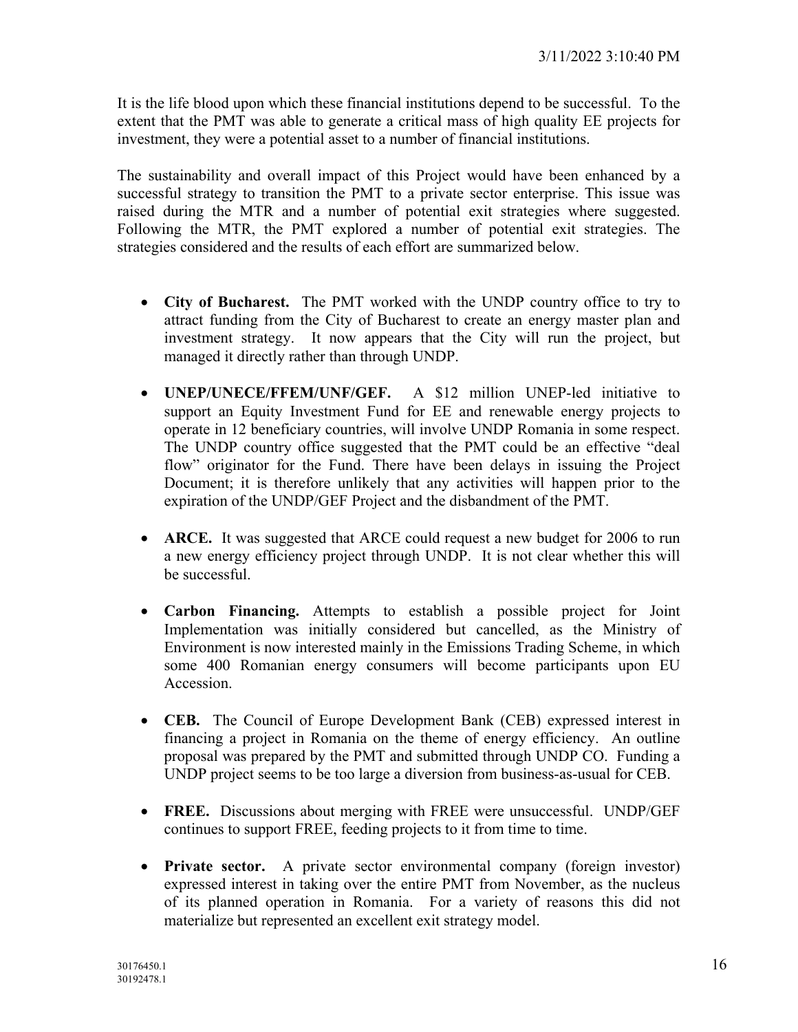It is the life blood upon which these financial institutions depend to be successful. To the extent that the PMT was able to generate a critical mass of high quality EE projects for investment, they were a potential asset to a number of financial institutions.

The sustainability and overall impact of this Project would have been enhanced by a successful strategy to transition the PMT to a private sector enterprise. This issue was raised during the MTR and a number of potential exit strategies where suggested. Following the MTR, the PMT explored a number of potential exit strategies. The strategies considered and the results of each effort are summarized below.

- **City of Bucharest.** The PMT worked with the UNDP country office to try to attract funding from the City of Bucharest to create an energy master plan and investment strategy. It now appears that the City will run the project, but managed it directly rather than through UNDP.

- **UNEP/UNECE/FFEM/UNF/GEF.** A $12 million UNEP-led initiative to support an Equity Investment Fund for EE and renewable energy projects to operate in 12 beneficiary countries, will involve UNDP Romania in some respect. The UNDP country office suggested that the PMT could be an effective "deal flow" originator for the Fund. There have been delays in issuing the Project Document; it is therefore unlikely that any activities will happen prior to the expiration of the UNDP/GEF Project and the disbandment of the PMT.

- **ARCE.** It was suggested that ARCE could request a new budget for 2006 to run a new energy efficiency project through UNDP. It is not clear whether this will be successful.

- **Carbon Financing.** Attempts to establish a possible project for Joint Implementation was initially considered but cancelled, as the Ministry of Environment is now interested mainly in the Emissions Trading Scheme, in which some 400 Romanian energy consumers will become participants upon EU Accession.

- **CEB.** The Council of Europe Development Bank (CEB) expressed interest in financing a project in Romania on the theme of energy efficiency. An outline proposal was prepared by the PMT and submitted through UNDP CO. Funding a UNDP project seems to be too large a diversion from business-as-usual for CEB.

- **FREE.** Discussions about merging with FREE were unsuccessful. UNDP/GEF continues to support FREE, feeding projects to it from time to time.

- **Private sector.** A private sector environmental company (foreign investor) expressed interest in taking over the entire PMT from November, as the nucleus of its planned operation in Romania. For a variety of reasons this did not materialize but represented an excellent exit strategy model.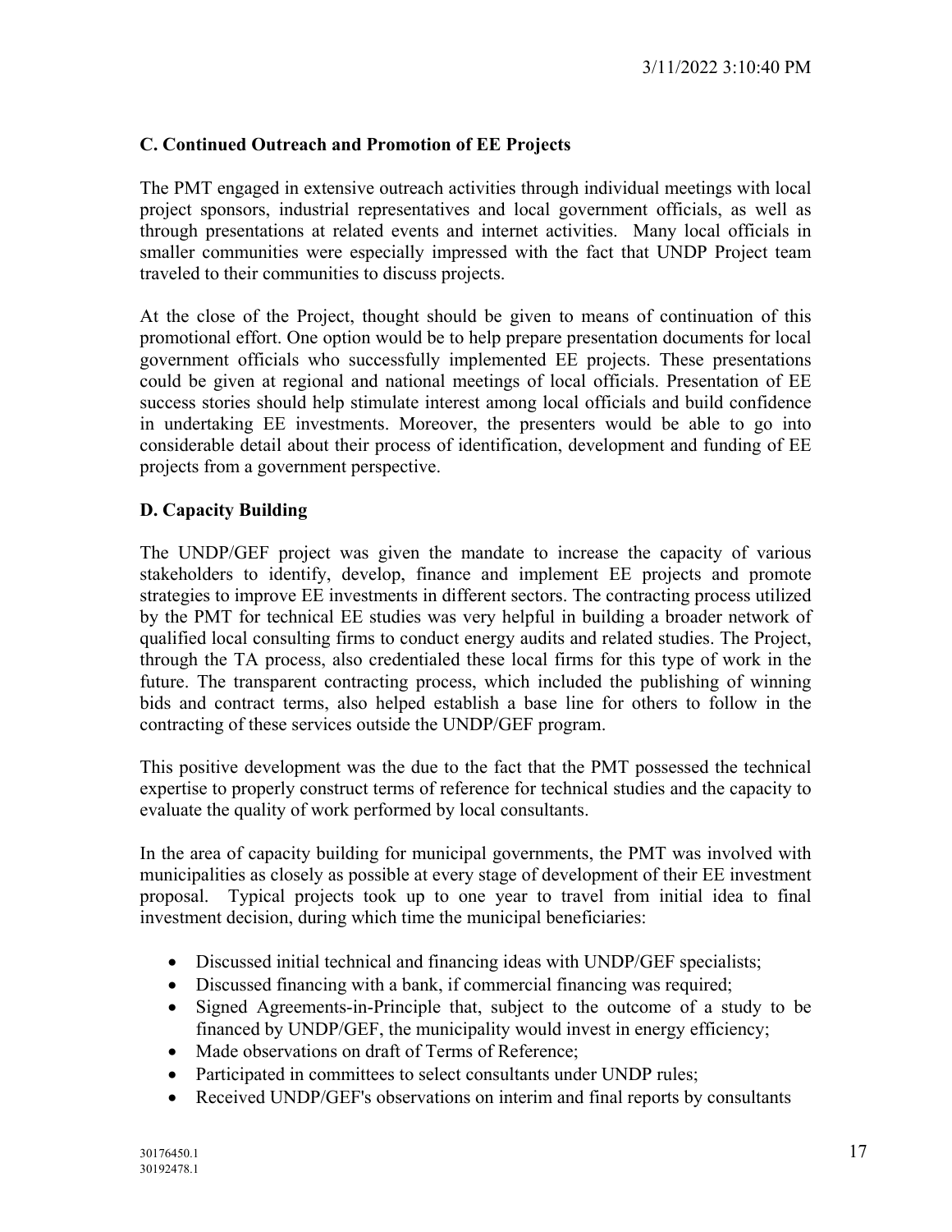### C. Continued Outreach and Promotion of EE Projects

The PMT engaged in extensive outreach activities through individual meetings with local project sponsors, industrial representatives and local government officials, as well as through presentations at related events and internet activities. Many local officials in smaller communities were especially impressed with the fact that UNDP Project team traveled to their communities to discuss projects.

At the close of the Project, thought should be given to means of continuation of this promotional effort. One option would be to help prepare presentation documents for local government officials who successfully implemented EE projects. These presentations could be given at regional and national meetings of local officials. Presentation of EE success stories should help stimulate interest among local officials and build confidence in undertaking EE investments. Moreover, the presenters would be able to go into considerable detail about their process of identification, development and funding of EE projects from a government perspective.

### D. Capacity Building

The UNDP/GEF project was given the mandate to increase the capacity of various stakeholders to identify, develop, finance and implement EE projects and promote strategies to improve EE investments in different sectors. The contracting process utilized by the PMT for technical EE studies was very helpful in building a broader network of qualified local consulting firms to conduct energy audits and related studies. The Project, through the TA process, also credentialed these local firms for this type of work in the future. The transparent contracting process, which included the publishing of winning bids and contract terms, also helped establish a base line for others to follow in the contracting of these services outside the UNDP/GEF program.

This positive development was the due to the fact that the PMT possessed the technical expertise to properly construct terms of reference for technical studies and the capacity to evaluate the quality of work performed by local consultants.

In the area of capacity building for municipal governments, the PMT was involved with municipalities as closely as possible at every stage of development of their EE investment proposal. Typical projects took up to one year to travel from initial idea to final investment decision, during which time the municipal beneficiaries:

- Discussed initial technical and financing ideas with UNDP/GEF specialists;
- Discussed financing with a bank, if commercial financing was required;
- Signed Agreements-in-Principle that, subject to the outcome of a study to be financed by UNDP/GEF, the municipality would invest in energy efficiency;
- Made observations on draft of Terms of Reference;
- Participated in committees to select consultants under UNDP rules;
- Received UNDP/GEF's observations on interim and final reports by consultants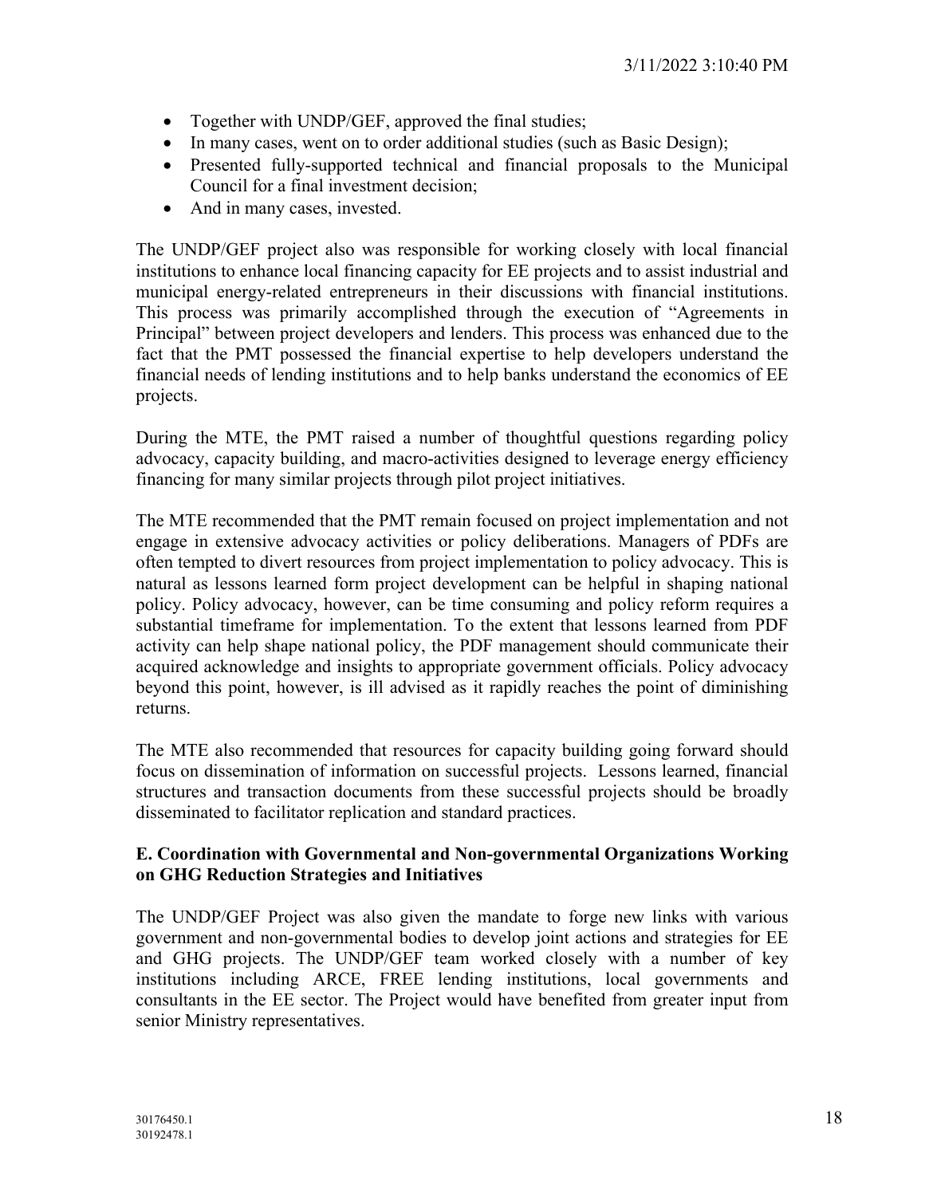- Together with UNDP/GEF, approved the final studies;
- In many cases, went on to order additional studies (such as Basic Design);
- Presented fully-supported technical and financial proposals to the Municipal Council for a final investment decision;
- And in many cases, invested.

The UNDP/GEF project also was responsible for working closely with local financial institutions to enhance local financing capacity for EE projects and to assist industrial and municipal energy-related entrepreneurs in their discussions with financial institutions. This process was primarily accomplished through the execution of "Agreements in Principal" between project developers and lenders. This process was enhanced due to the fact that the PMT possessed the financial expertise to help developers understand the financial needs of lending institutions and to help banks understand the economics of EE projects.

During the MTE, the PMT raised a number of thoughtful questions regarding policy advocacy, capacity building, and macro-activities designed to leverage energy efficiency financing for many similar projects through pilot project initiatives.

The MTE recommended that the PMT remain focused on project implementation and not engage in extensive advocacy activities or policy deliberations. Managers of PDFs are often tempted to divert resources from project implementation to policy advocacy. This is natural as lessons learned form project development can be helpful in shaping national policy. Policy advocacy, however, can be time consuming and policy reform requires a substantial timeframe for implementation. To the extent that lessons learned from PDF activity can help shape national policy, the PDF management should communicate their acquired acknowledge and insights to appropriate government officials. Policy advocacy beyond this point, however, is ill advised as it rapidly reaches the point of diminishing returns.

The MTE also recommended that resources for capacity building going forward should focus on dissemination of information on successful projects. Lessons learned, financial structures and transaction documents from these successful projects should be broadly disseminated to facilitator replication and standard practices.

**E. Coordination with Governmental and Non-governmental Organizations Working on GHG Reduction Strategies and Initiatives**

The UNDP/GEF Project was also given the mandate to forge new links with various government and non-governmental bodies to develop joint actions and strategies for EE and GHG projects. The UNDP/GEF team worked closely with a number of key institutions including ARCE, FREE lending institutions, local governments and consultants in the EE sector. The Project would have benefited from greater input from senior Ministry representatives.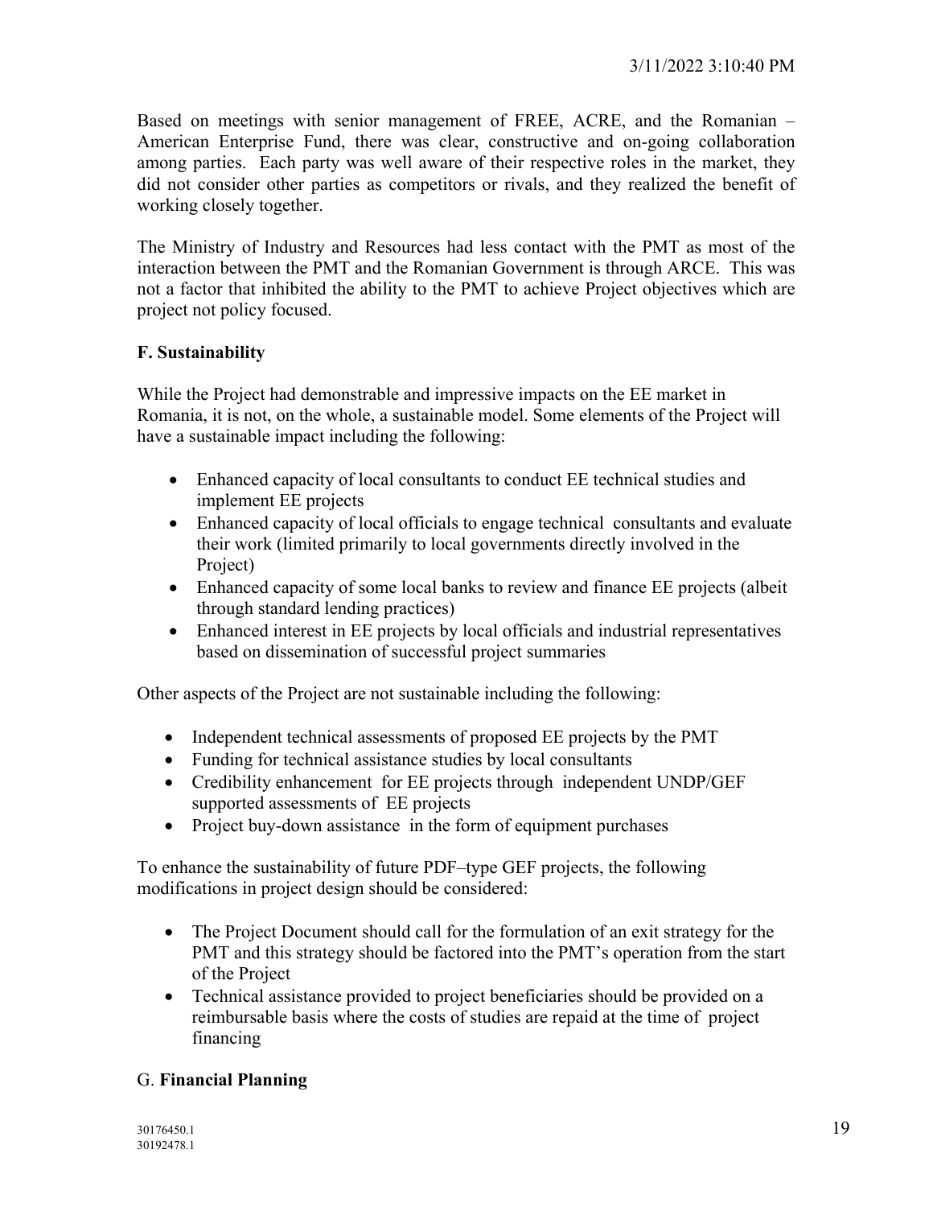Based on meetings with senior management of FREE, ACRE, and the Romanian – American Enterprise Fund, there was clear, constructive and on-going collaboration among parties. Each party was well aware of their respective roles in the market, they did not consider other parties as competitors or rivals, and they realized the benefit of working closely together.

The Ministry of Industry and Resources had less contact with the PMT as most of the interaction between the PMT and the Romanian Government is through ARCE. This was not a factor that inhibited the ability to the PMT to achieve Project objectives which are project not policy focused.

### F. Sustainability

While the Project had demonstrable and impressive impacts on the EE market in Romania, it is not, on the whole, a sustainable model. Some elements of the Project will have a sustainable impact including the following:

- Enhanced capacity of local consultants to conduct EE technical studies and implement EE projects
- Enhanced capacity of local officials to engage technical consultants and evaluate their work (limited primarily to local governments directly involved in the Project)
- Enhanced capacity of some local banks to review and finance EE projects (albeit through standard lending practices)
- Enhanced interest in EE projects by local officials and industrial representatives based on dissemination of successful project summaries

Other aspects of the Project are not sustainable including the following:

- Independent technical assessments of proposed EE projects by the PMT
- Funding for technical assistance studies by local consultants
- Credibility enhancement for EE projects through independent UNDP/GEF supported assessments of EE projects
- Project buy-down assistance in the form of equipment purchases

To enhance the sustainability of future PDF–type GEF projects, the following modifications in project design should be considered:

- The Project Document should call for the formulation of an exit strategy for the PMT and this strategy should be factored into the PMT's operation from the start of the Project
- Technical assistance provided to project beneficiaries should be provided on a reimbursable basis where the costs of studies are repaid at the time of project financing

### G. **Financial Planning**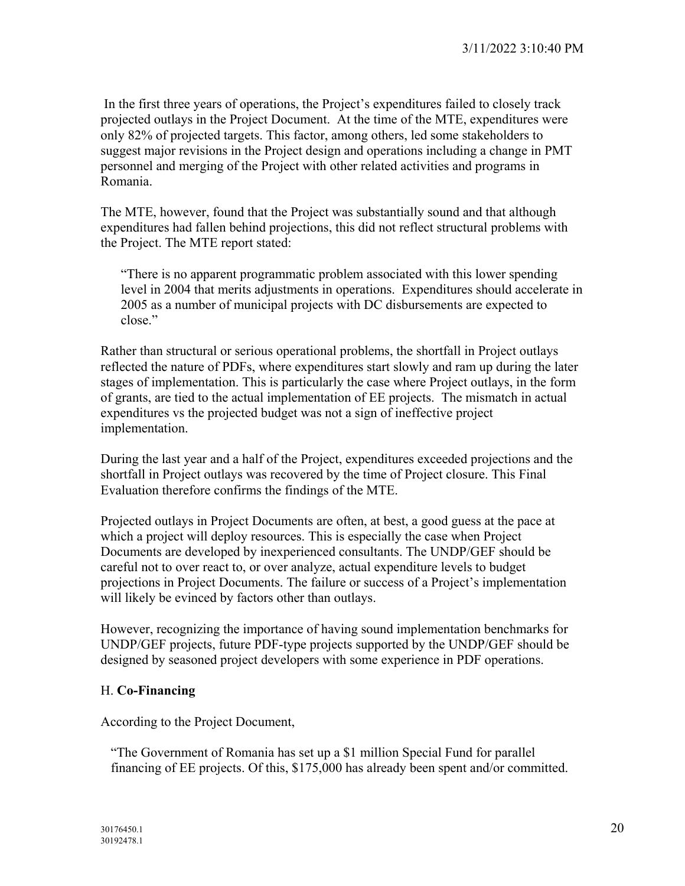In the first three years of operations, the Project's expenditures failed to closely track projected outlays in the Project Document. At the time of the MTE, expenditures were only 82% of projected targets. This factor, among others, led some stakeholders to suggest major revisions in the Project design and operations including a change in PMT personnel and merging of the Project with other related activities and programs in Romania.

The MTE, however, found that the Project was substantially sound and that although expenditures had fallen behind projections, this did not reflect structural problems with the Project. The MTE report stated:

> "There is no apparent programmatic problem associated with this lower spending level in 2004 that merits adjustments in operations. Expenditures should accelerate in 2005 as a number of municipal projects with DC disbursements are expected to close."

Rather than structural or serious operational problems, the shortfall in Project outlays reflected the nature of PDFs, where expenditures start slowly and ram up during the later stages of implementation. This is particularly the case where Project outlays, in the form of grants, are tied to the actual implementation of EE projects. The mismatch in actual expenditures vs the projected budget was not a sign of ineffective project implementation.

During the last year and a half of the Project, expenditures exceeded projections and the shortfall in Project outlays was recovered by the time of Project closure. This Final Evaluation therefore confirms the findings of the MTE.

Projected outlays in Project Documents are often, at best, a good guess at the pace at which a project will deploy resources. This is especially the case when Project Documents are developed by inexperienced consultants. The UNDP/GEF should be careful not to over react to, or over analyze, actual expenditure levels to budget projections in Project Documents. The failure or success of a Project's implementation will likely be evinced by factors other than outlays.

However, recognizing the importance of having sound implementation benchmarks for UNDP/GEF projects, future PDF-type projects supported by the UNDP/GEF should be designed by seasoned project developers with some experience in PDF operations.

## H. **Co-Financing**

According to the Project Document,

> "The Government of Romania has set up a $1 million Special Fund for parallel financing of EE projects. Of this, $175,000 has already been spent and/or committed.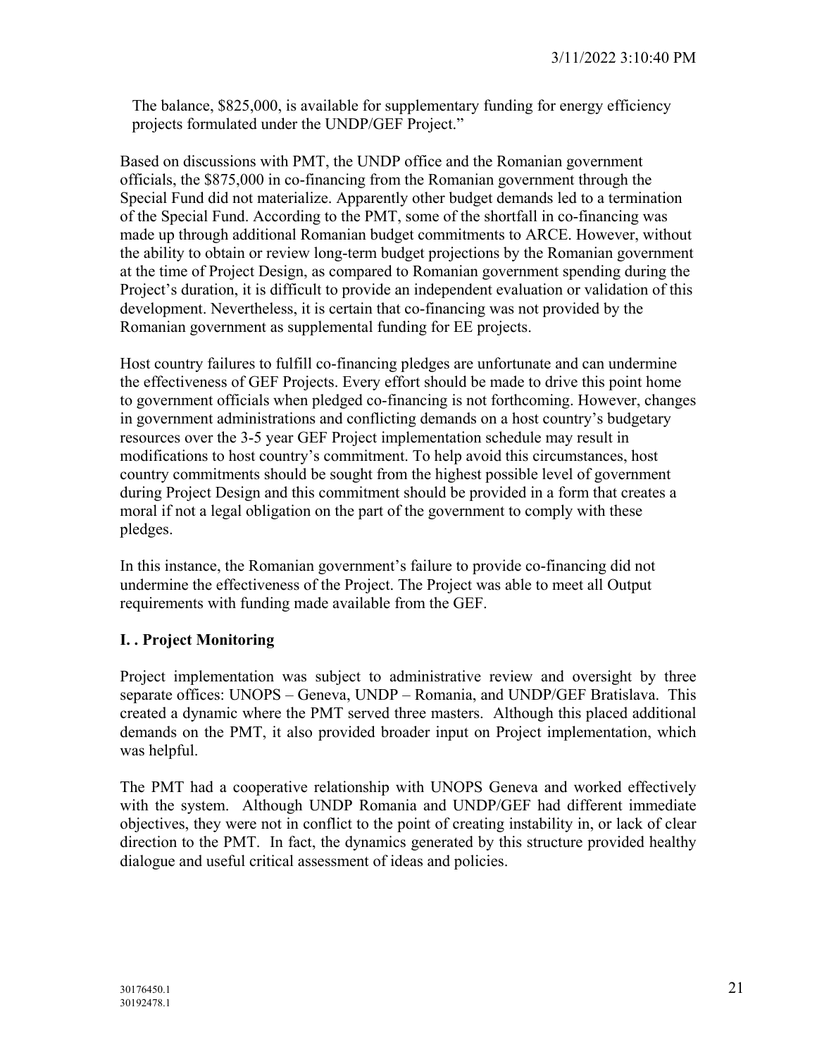The balance, \$825,000, is available for supplementary funding for energy efficiency projects formulated under the UNDP/GEF Project."

Based on discussions with PMT, the UNDP office and the Romanian government officials, the \$875,000 in co-financing from the Romanian government through the Special Fund did not materialize. Apparently other budget demands led to a termination of the Special Fund. According to the PMT, some of the shortfall in co-financing was made up through additional Romanian budget commitments to ARCE. However, without the ability to obtain or review long-term budget projections by the Romanian government at the time of Project Design, as compared to Romanian government spending during the Project's duration, it is difficult to provide an independent evaluation or validation of this development. Nevertheless, it is certain that co-financing was not provided by the Romanian government as supplemental funding for EE projects.

Host country failures to fulfill co-financing pledges are unfortunate and can undermine the effectiveness of GEF Projects. Every effort should be made to drive this point home to government officials when pledged co-financing is not forthcoming. However, changes in government administrations and conflicting demands on a host country's budgetary resources over the 3-5 year GEF Project implementation schedule may result in modifications to host country's commitment. To help avoid this circumstances, host country commitments should be sought from the highest possible level of government during Project Design and this commitment should be provided in a form that creates a moral if not a legal obligation on the part of the government to comply with these pledges.

In this instance, the Romanian government's failure to provide co-financing did not undermine the effectiveness of the Project. The Project was able to meet all Output requirements with funding made available from the GEF.

## I. . Project Monitoring

Project implementation was subject to administrative review and oversight by three separate offices: UNOPS – Geneva, UNDP – Romania, and UNDP/GEF Bratislava. This created a dynamic where the PMT served three masters. Although this placed additional demands on the PMT, it also provided broader input on Project implementation, which was helpful.

The PMT had a cooperative relationship with UNOPS Geneva and worked effectively with the system. Although UNDP Romania and UNDP/GEF had different immediate objectives, they were not in conflict to the point of creating instability in, or lack of clear direction to the PMT. In fact, the dynamics generated by this structure provided healthy dialogue and useful critical assessment of ideas and policies.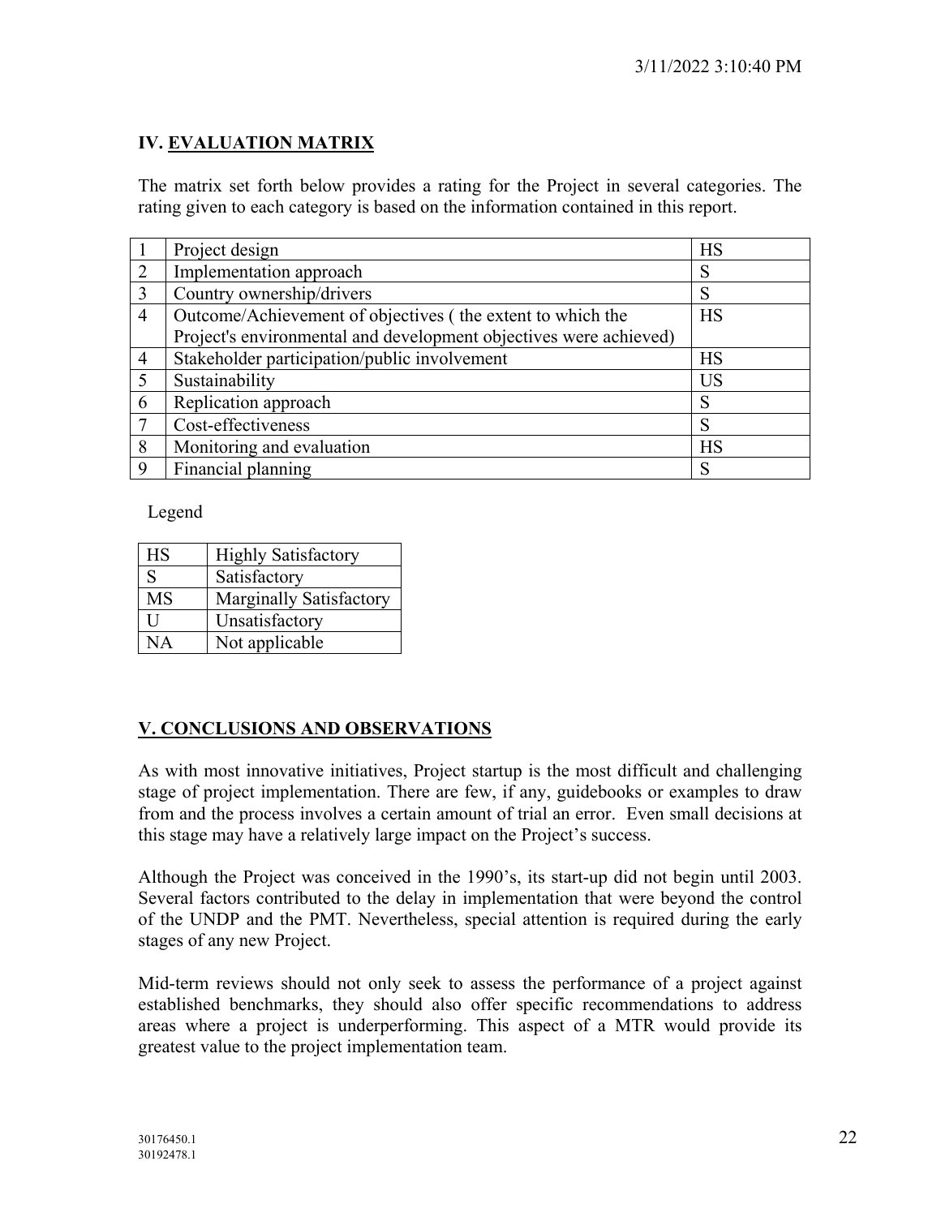## IV. EVALUATION MATRIX

The matrix set forth below provides a rating for the Project in several categories. The rating given to each category is based on the information contained in this report.

| | | |
|---|---|---|
| 1 | Project design | HS |
| 2 | Implementation approach | S |
| 3 | Country ownership/drivers | S |
| 4 | Outcome/Achievement of objectives ( the extent to which the Project's environmental and development objectives were achieved) | HS |
| 4 | Stakeholder participation/public involvement | HS |
| 5 | Sustainability | US |
| 6 | Replication approach | S |
| 7 | Cost-effectiveness | S |
| 8 | Monitoring and evaluation | HS |
| 9 | Financial planning | S |

Legend

| | |
|---|---|
| HS | Highly Satisfactory |
| S | Satisfactory |
| MS | Marginally Satisfactory |
| U | Unsatisfactory |
| NA | Not applicable |

## V. CONCLUSIONS AND OBSERVATIONS

As with most innovative initiatives, Project startup is the most difficult and challenging stage of project implementation. There are few, if any, guidebooks or examples to draw from and the process involves a certain amount of trial an error. Even small decisions at this stage may have a relatively large impact on the Project's success.

Although the Project was conceived in the 1990's, its start-up did not begin until 2003. Several factors contributed to the delay in implementation that were beyond the control of the UNDP and the PMT. Nevertheless, special attention is required during the early stages of any new Project.

Mid-term reviews should not only seek to assess the performance of a project against established benchmarks, they should also offer specific recommendations to address areas where a project is underperforming. This aspect of a MTR would provide its greatest value to the project implementation team.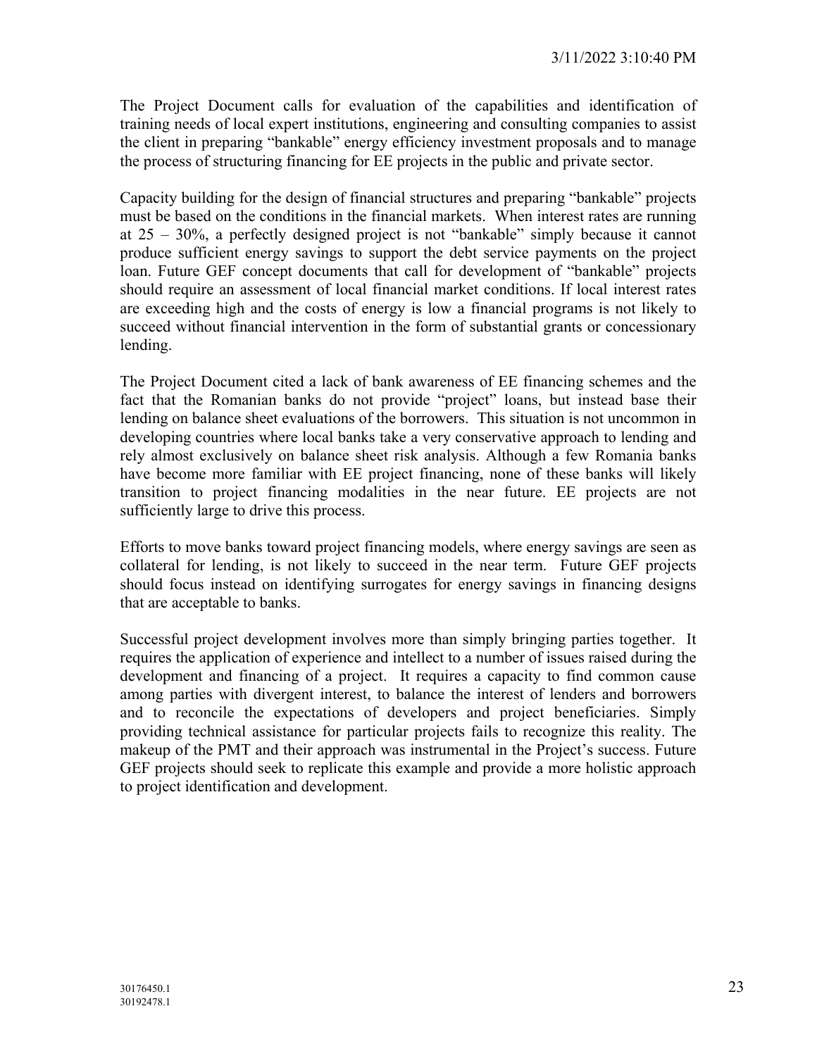The Project Document calls for evaluation of the capabilities and identification of training needs of local expert institutions, engineering and consulting companies to assist the client in preparing "bankable" energy efficiency investment proposals and to manage the process of structuring financing for EE projects in the public and private sector.

Capacity building for the design of financial structures and preparing "bankable" projects must be based on the conditions in the financial markets. When interest rates are running at 25 – 30%, a perfectly designed project is not "bankable" simply because it cannot produce sufficient energy savings to support the debt service payments on the project loan. Future GEF concept documents that call for development of "bankable" projects should require an assessment of local financial market conditions. If local interest rates are exceeding high and the costs of energy is low a financial programs is not likely to succeed without financial intervention in the form of substantial grants or concessionary lending.

The Project Document cited a lack of bank awareness of EE financing schemes and the fact that the Romanian banks do not provide "project" loans, but instead base their lending on balance sheet evaluations of the borrowers. This situation is not uncommon in developing countries where local banks take a very conservative approach to lending and rely almost exclusively on balance sheet risk analysis. Although a few Romania banks have become more familiar with EE project financing, none of these banks will likely transition to project financing modalities in the near future. EE projects are not sufficiently large to drive this process.

Efforts to move banks toward project financing models, where energy savings are seen as collateral for lending, is not likely to succeed in the near term. Future GEF projects should focus instead on identifying surrogates for energy savings in financing designs that are acceptable to banks.

Successful project development involves more than simply bringing parties together. It requires the application of experience and intellect to a number of issues raised during the development and financing of a project. It requires a capacity to find common cause among parties with divergent interest, to balance the interest of lenders and borrowers and to reconcile the expectations of developers and project beneficiaries. Simply providing technical assistance for particular projects fails to recognize this reality. The makeup of the PMT and their approach was instrumental in the Project's success. Future GEF projects should seek to replicate this example and provide a more holistic approach to project identification and development.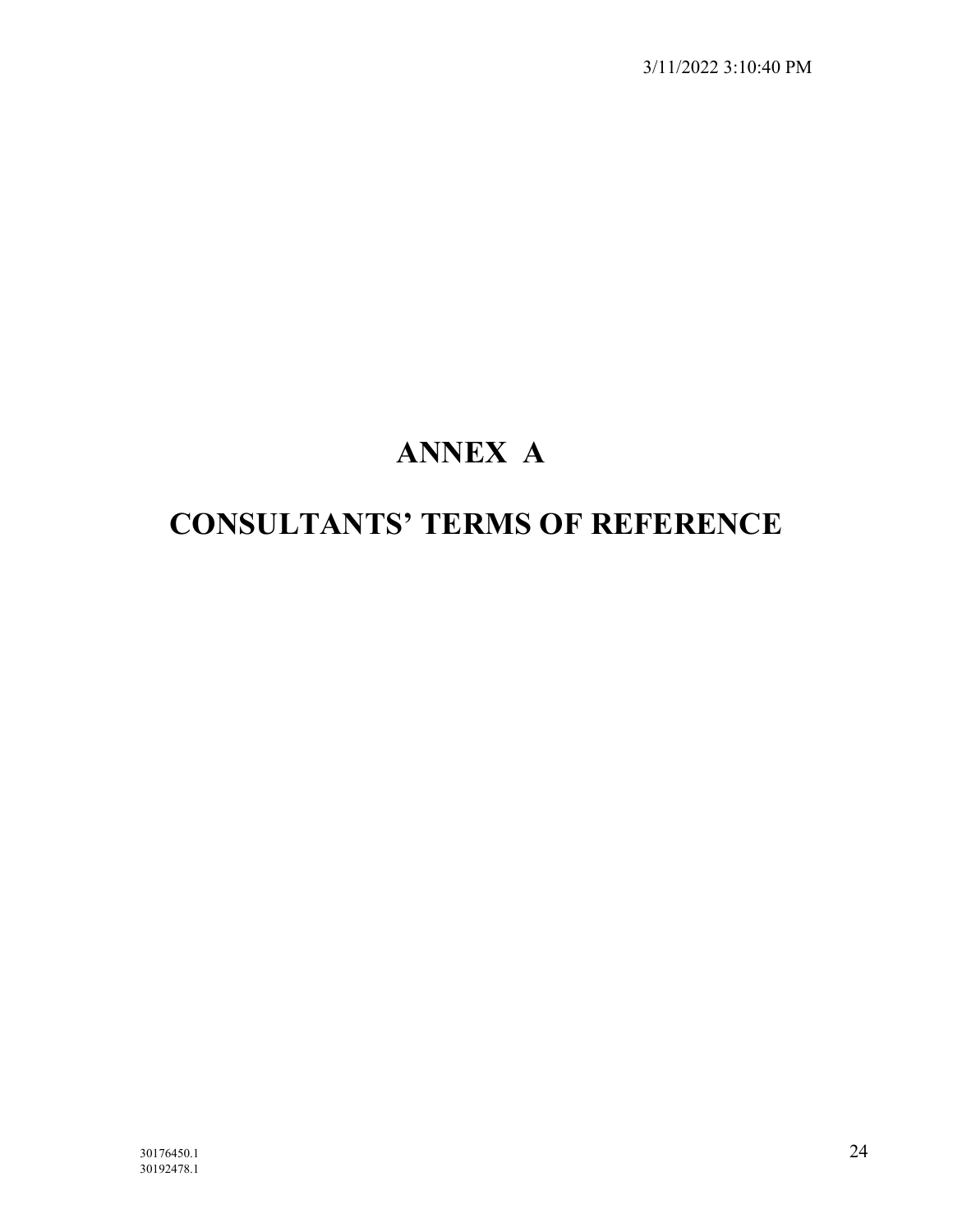# ANNEX A

# CONSULTANTS' TERMS OF REFERENCE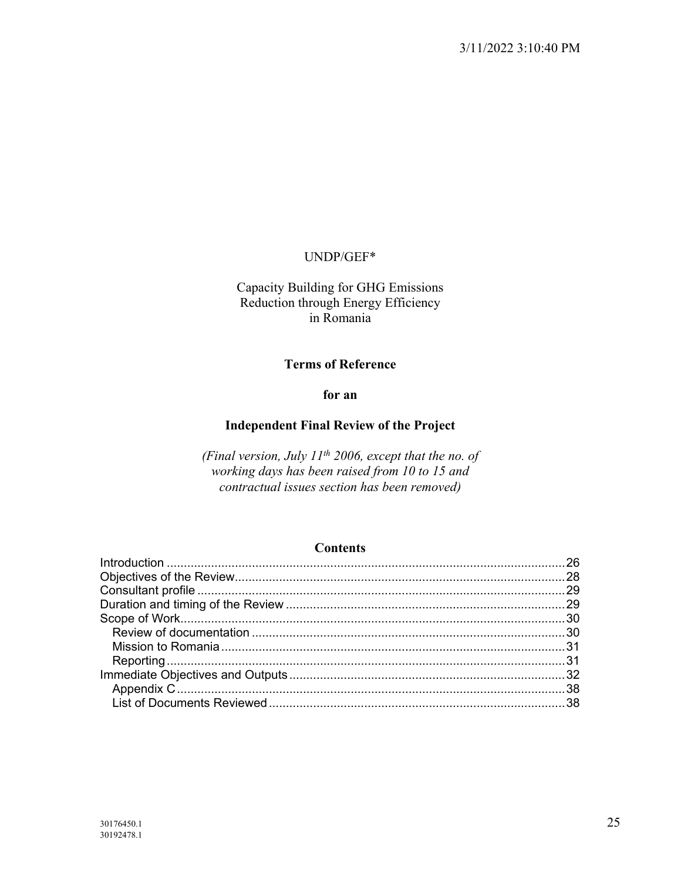UNDP/GEF*

Capacity Building for GHG Emissions Reduction through Energy Efficiency in Romania

**Terms of Reference**

**for an**

**Independent Final Review of the Project**

*(Final version, July 11th 2006, except that the no. of working days has been raised from 10 to 15 and contractual issues section has been removed)*

**Contents**

- Introduction ..... 26
- Objectives of the Review ..... 28
- Consultant profile ..... 29
- Duration and timing of the Review ..... 29
- Scope of Work ..... 30
  - Review of documentation ..... 30
  - Mission to Romania ..... 31
  - Reporting ..... 31
- Immediate Objectives and Outputs ..... 32
  - Appendix C ..... 38
  - List of Documents Reviewed ..... 38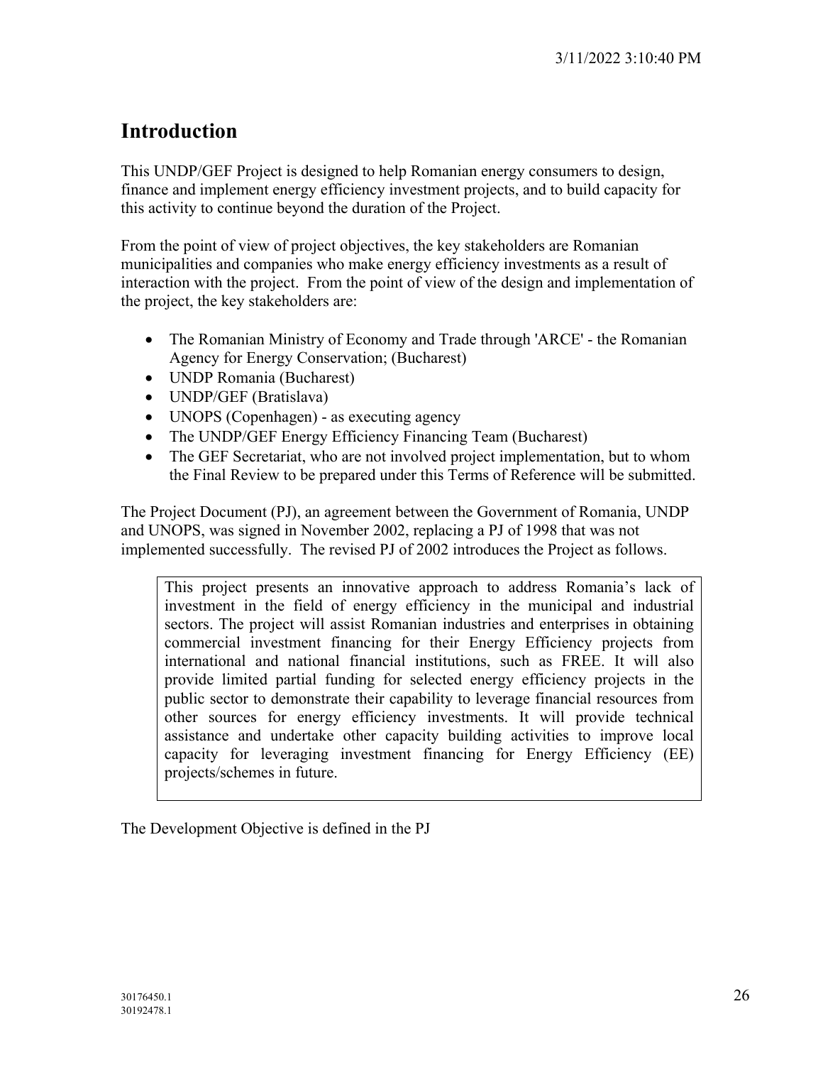## Introduction

This UNDP/GEF Project is designed to help Romanian energy consumers to design, finance and implement energy efficiency investment projects, and to build capacity for this activity to continue beyond the duration of the Project.

From the point of view of project objectives, the key stakeholders are Romanian municipalities and companies who make energy efficiency investments as a result of interaction with the project. From the point of view of the design and implementation of the project, the key stakeholders are:

- The Romanian Ministry of Economy and Trade through 'ARCE' - the Romanian Agency for Energy Conservation; (Bucharest)
- UNDP Romania (Bucharest)
- UNDP/GEF (Bratislava)
- UNOPS (Copenhagen) - as executing agency
- The UNDP/GEF Energy Efficiency Financing Team (Bucharest)
- The GEF Secretariat, who are not involved project implementation, but to whom the Final Review to be prepared under this Terms of Reference will be submitted.

The Project Document (PJ), an agreement between the Government of Romania, UNDP and UNOPS, was signed in November 2002, replacing a PJ of 1998 that was not implemented successfully. The revised PJ of 2002 introduces the Project as follows.

> This project presents an innovative approach to address Romania's lack of investment in the field of energy efficiency in the municipal and industrial sectors. The project will assist Romanian industries and enterprises in obtaining commercial investment financing for their Energy Efficiency projects from international and national financial institutions, such as FREE. It will also provide limited partial funding for selected energy efficiency projects in the public sector to demonstrate their capability to leverage financial resources from other sources for energy efficiency investments. It will provide technical assistance and undertake other capacity building activities to improve local capacity for leveraging investment financing for Energy Efficiency (EE) projects/schemes in future.

The Development Objective is defined in the PJ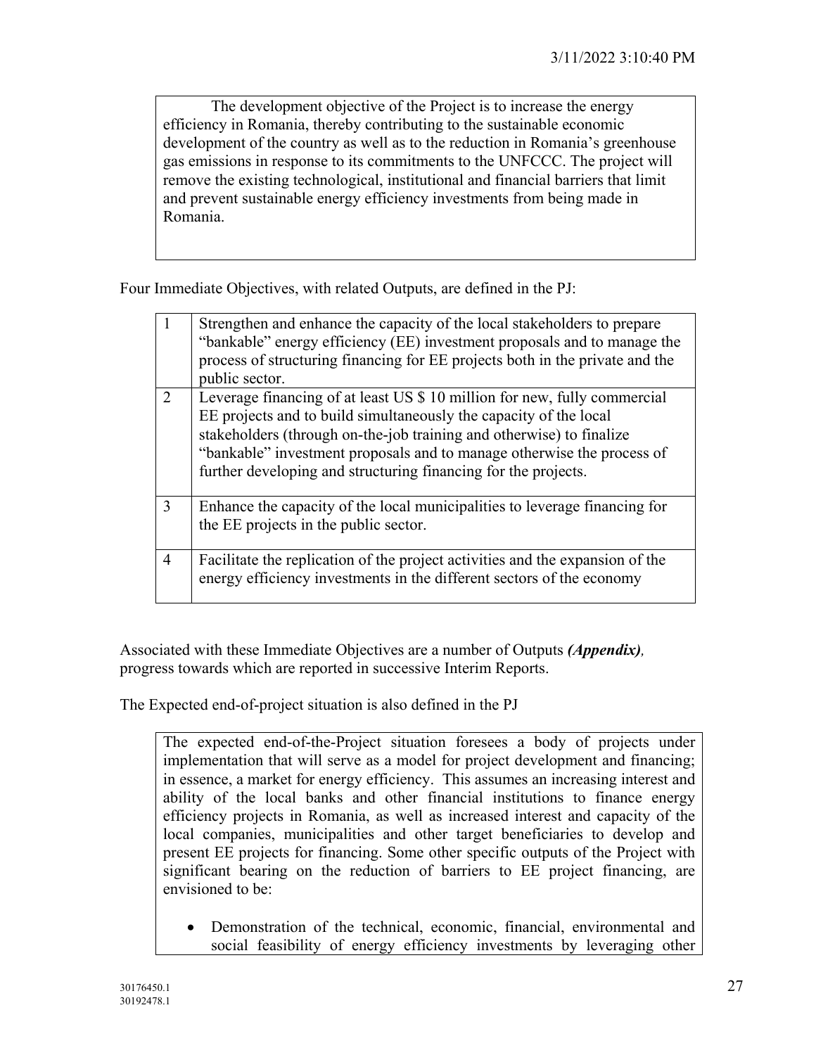The development objective of the Project is to increase the energy efficiency in Romania, thereby contributing to the sustainable economic development of the country as well as to the reduction in Romania's greenhouse gas emissions in response to its commitments to the UNFCCC. The project will remove the existing technological, institutional and financial barriers that limit and prevent sustainable energy efficiency investments from being made in Romania.

Four Immediate Objectives, with related Outputs, are defined in the PJ:

| | |
|---|---|
| 1 | Strengthen and enhance the capacity of the local stakeholders to prepare "bankable" energy efficiency (EE) investment proposals and to manage the process of structuring financing for EE projects both in the private and the public sector. |
| 2 | Leverage financing of at least US $ 10 million for new, fully commercial EE projects and to build simultaneously the capacity of the local stakeholders (through on-the-job training and otherwise) to finalize "bankable" investment proposals and to manage otherwise the process of further developing and structuring financing for the projects. |
| 3 | Enhance the capacity of the local municipalities to leverage financing for the EE projects in the public sector. |
| 4 | Facilitate the replication of the project activities and the expansion of the energy efficiency investments in the different sectors of the economy |

Associated with these Immediate Objectives are a number of Outputs ***(Appendix)***, progress towards which are reported in successive Interim Reports.

The Expected end-of-project situation is also defined in the PJ

The expected end-of-the-Project situation foresees a body of projects under implementation that will serve as a model for project development and financing; in essence, a market for energy efficiency. This assumes an increasing interest and ability of the local banks and other financial institutions to finance energy efficiency projects in Romania, as well as increased interest and capacity of the local companies, municipalities and other target beneficiaries to develop and present EE projects for financing. Some other specific outputs of the Project with significant bearing on the reduction of barriers to EE project financing, are envisioned to be:

- Demonstration of the technical, economic, financial, environmental and social feasibility of energy efficiency investments by leveraging other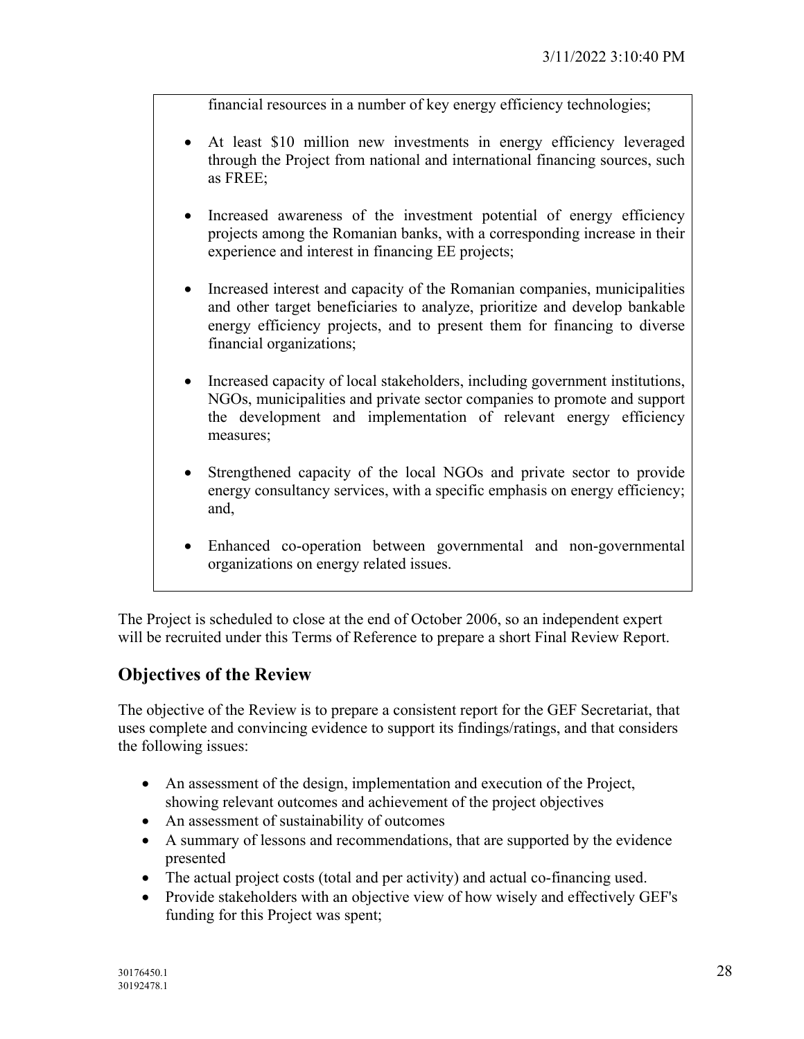financial resources in a number of key energy efficiency technologies;

- At least $10 million new investments in energy efficiency leveraged through the Project from national and international financing sources, such as FREE;
- Increased awareness of the investment potential of energy efficiency projects among the Romanian banks, with a corresponding increase in their experience and interest in financing EE projects;
- Increased interest and capacity of the Romanian companies, municipalities and other target beneficiaries to analyze, prioritize and develop bankable energy efficiency projects, and to present them for financing to diverse financial organizations;
- Increased capacity of local stakeholders, including government institutions, NGOs, municipalities and private sector companies to promote and support the development and implementation of relevant energy efficiency measures;
- Strengthened capacity of the local NGOs and private sector to provide energy consultancy services, with a specific emphasis on energy efficiency; and,
- Enhanced co-operation between governmental and non-governmental organizations on energy related issues.

The Project is scheduled to close at the end of October 2006, so an independent expert will be recruited under this Terms of Reference to prepare a short Final Review Report.

## Objectives of the Review

The objective of the Review is to prepare a consistent report for the GEF Secretariat, that uses complete and convincing evidence to support its findings/ratings, and that considers the following issues:

- An assessment of the design, implementation and execution of the Project, showing relevant outcomes and achievement of the project objectives
- An assessment of sustainability of outcomes
- A summary of lessons and recommendations, that are supported by the evidence presented
- The actual project costs (total and per activity) and actual co-financing used.
- Provide stakeholders with an objective view of how wisely and effectively GEF's funding for this Project was spent;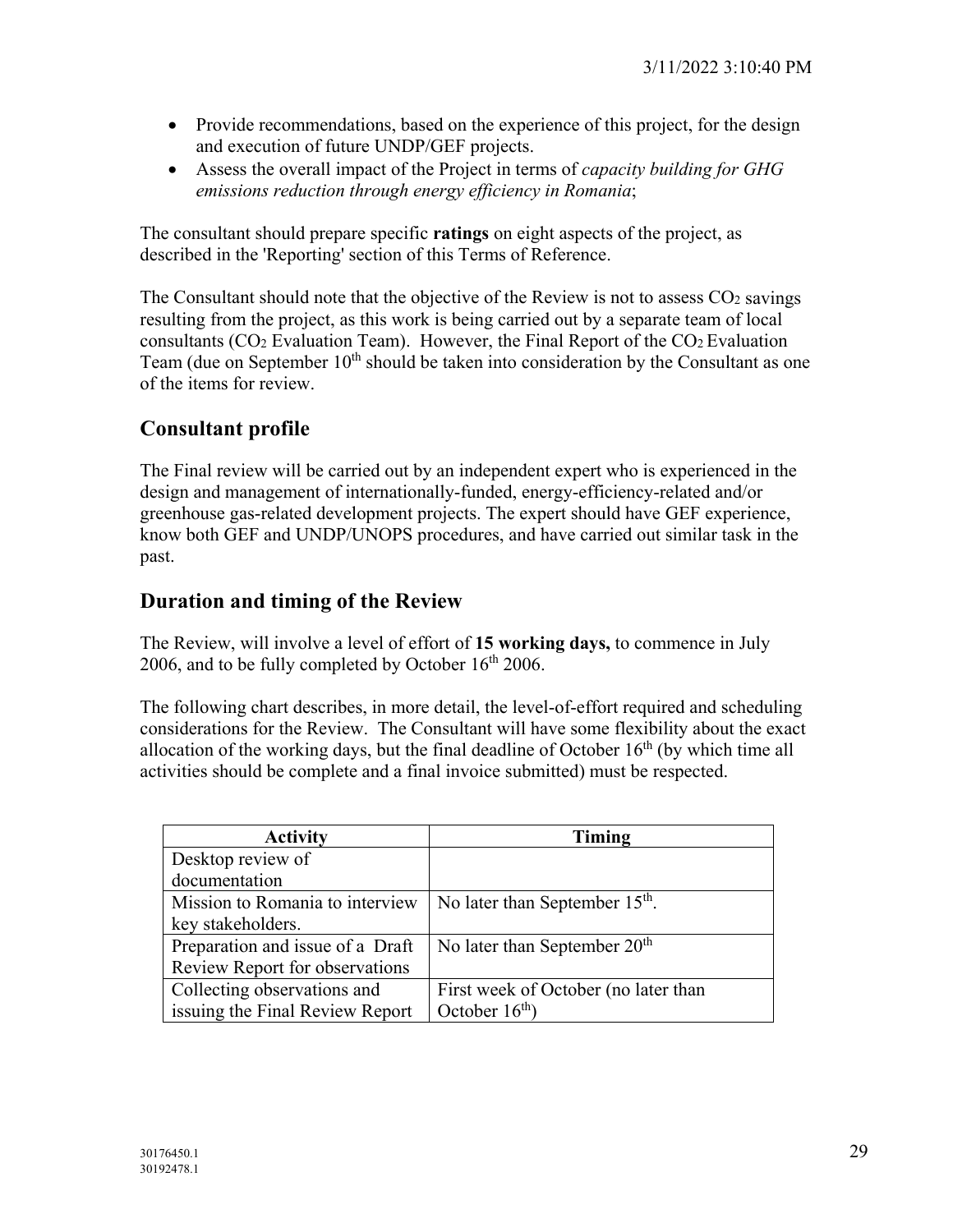- Provide recommendations, based on the experience of this project, for the design and execution of future UNDP/GEF projects.
- Assess the overall impact of the Project in terms of *capacity building for GHG emissions reduction through energy efficiency in Romania*;

The consultant should prepare specific **ratings** on eight aspects of the project, as described in the 'Reporting' section of this Terms of Reference.

The Consultant should note that the objective of the Review is not to assess $CO_2$ savings resulting from the project, as this work is being carried out by a separate team of local consultants ($CO_2$ Evaluation Team). However, the Final Report of the $CO_2$ Evaluation Team (due on September 10th should be taken into consideration by the Consultant as one of the items for review.

## Consultant profile

The Final review will be carried out by an independent expert who is experienced in the design and management of internationally-funded, energy-efficiency-related and/or greenhouse gas-related development projects. The expert should have GEF experience, know both GEF and UNDP/UNOPS procedures, and have carried out similar task in the past.

## Duration and timing of the Review

The Review, will involve a level of effort of **15 working days,** to commence in July 2006, and to be fully completed by October 16th 2006.

The following chart describes, in more detail, the level-of-effort required and scheduling considerations for the Review. The Consultant will have some flexibility about the exact allocation of the working days, but the final deadline of October 16th (by which time all activities should be complete and a final invoice submitted) must be respected.

| Activity | Timing |
|---|---|
| Desktop review of documentation | |
| Mission to Romania to interview key stakeholders. | No later than September 15th. |
| Preparation and issue of a Draft Review Report for observations | No later than September 20th |
| Collecting observations and issuing the Final Review Report | First week of October (no later than October 16th) |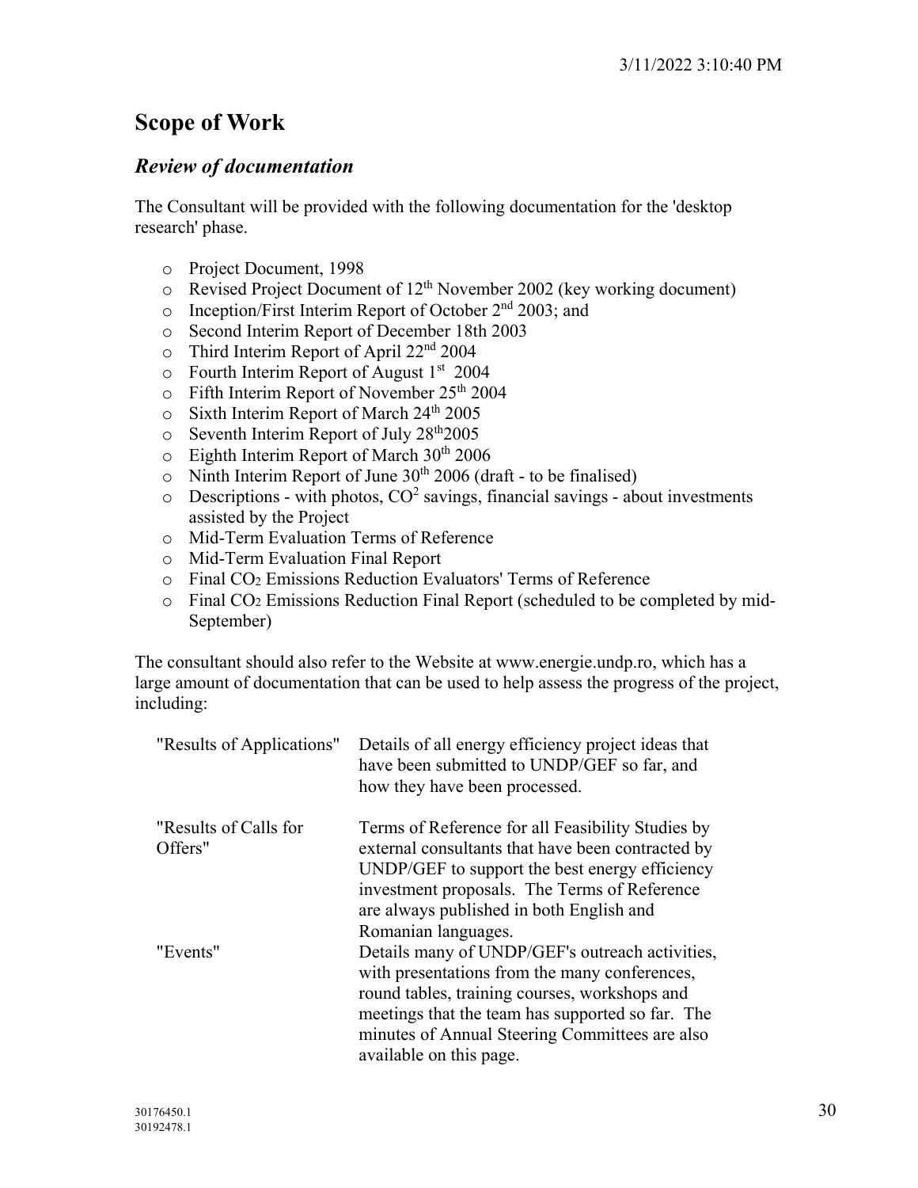## Scope of Work

### *Review of documentation*

The Consultant will be provided with the following documentation for the 'desktop research' phase.

- Project Document, 1998
- Revised Project Document of 12th November 2002 (key working document)
- Inception/First Interim Report of October 2nd 2003; and
- Second Interim Report of December 18th 2003
- Third Interim Report of April 22nd 2004
- Fourth Interim Report of August 1st 2004
- Fifth Interim Report of November 25th 2004
- Sixth Interim Report of March 24th 2005
- Seventh Interim Report of July 28th 2005
- Eighth Interim Report of March 30th 2006
- Ninth Interim Report of June 30th 2006 (draft - to be finalised)
- Descriptions - with photos, $CO^2$ savings, financial savings - about investments assisted by the Project
- Mid-Term Evaluation Terms of Reference
- Mid-Term Evaluation Final Report
- Final $CO_2$ Emissions Reduction Evaluators' Terms of Reference
- Final $CO_2$ Emissions Reduction Final Report (scheduled to be completed by mid-September)

The consultant should also refer to the Website at www.energie.undp.ro, which has a large amount of documentation that can be used to help assess the progress of the project, including:

| | |
|---|---|
| "Results of Applications" | Details of all energy efficiency project ideas that have been submitted to UNDP/GEF so far, and how they have been processed. |
| "Results of Calls for Offers" | Terms of Reference for all Feasibility Studies by external consultants that have been contracted by UNDP/GEF to support the best energy efficiency investment proposals. The Terms of Reference are always published in both English and Romanian languages. |
| "Events" | Details many of UNDP/GEF's outreach activities, with presentations from the many conferences, round tables, training courses, workshops and meetings that the team has supported so far. The minutes of Annual Steering Committees are also available on this page. |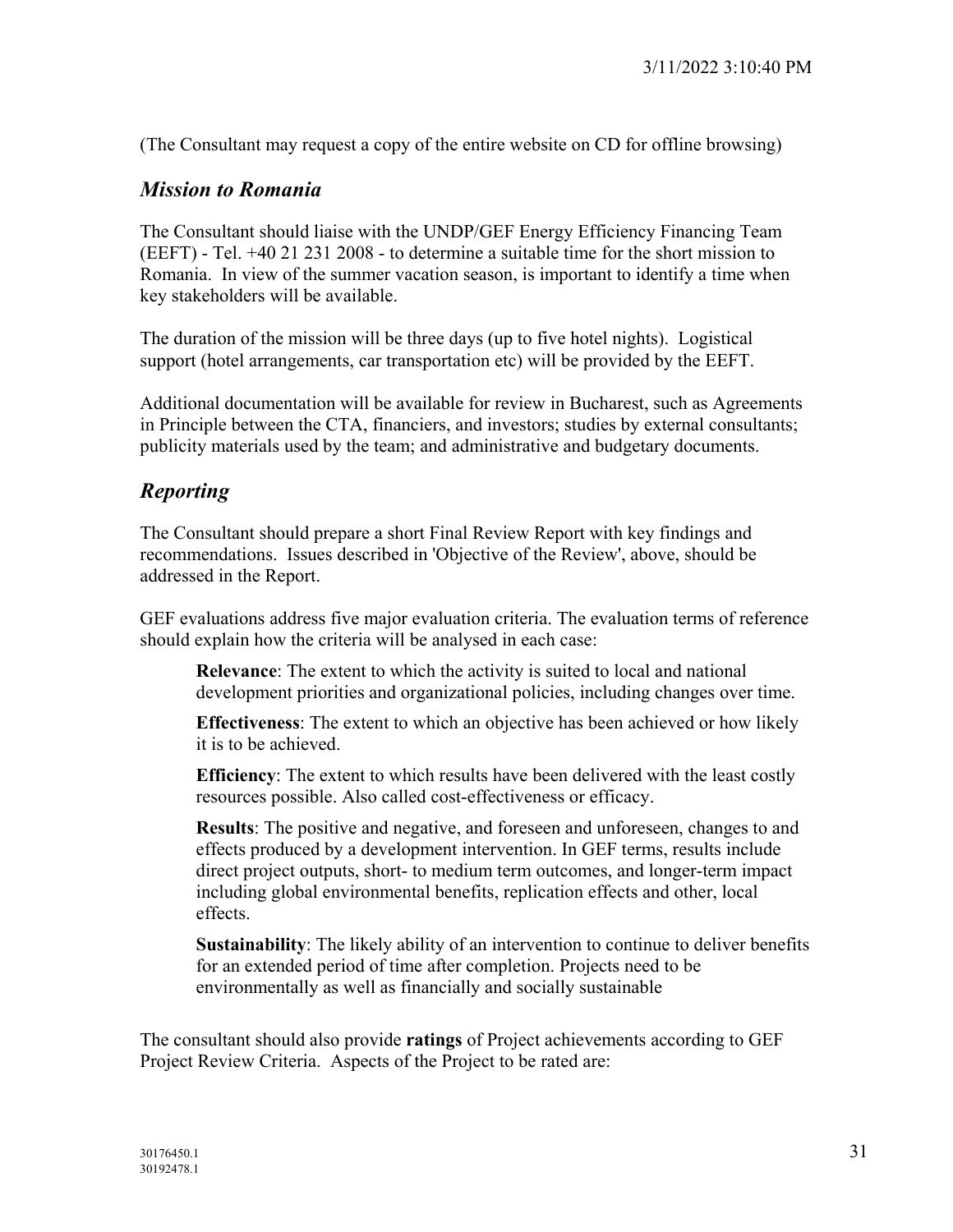(The Consultant may request a copy of the entire website on CD for offline browsing)

## *Mission to Romania*

The Consultant should liaise with the UNDP/GEF Energy Efficiency Financing Team (EEFT) - Tel. +40 21 231 2008 - to determine a suitable time for the short mission to Romania. In view of the summer vacation season, is important to identify a time when key stakeholders will be available.

The duration of the mission will be three days (up to five hotel nights). Logistical support (hotel arrangements, car transportation etc) will be provided by the EEFT.

Additional documentation will be available for review in Bucharest, such as Agreements in Principle between the CTA, financiers, and investors; studies by external consultants; publicity materials used by the team; and administrative and budgetary documents.

## *Reporting*

The Consultant should prepare a short Final Review Report with key findings and recommendations. Issues described in 'Objective of the Review', above, should be addressed in the Report.

GEF evaluations address five major evaluation criteria. The evaluation terms of reference should explain how the criteria will be analysed in each case:

> **Relevance**: The extent to which the activity is suited to local and national development priorities and organizational policies, including changes over time.
>
> **Effectiveness**: The extent to which an objective has been achieved or how likely it is to be achieved.
>
> **Efficiency**: The extent to which results have been delivered with the least costly resources possible. Also called cost-effectiveness or efficacy.
>
> **Results**: The positive and negative, and foreseen and unforeseen, changes to and effects produced by a development intervention. In GEF terms, results include direct project outputs, short- to medium term outcomes, and longer-term impact including global environmental benefits, replication effects and other, local effects.
>
> **Sustainability**: The likely ability of an intervention to continue to deliver benefits for an extended period of time after completion. Projects need to be environmentally as well as financially and socially sustainable

The consultant should also provide **ratings** of Project achievements according to GEF Project Review Criteria. Aspects of the Project to be rated are: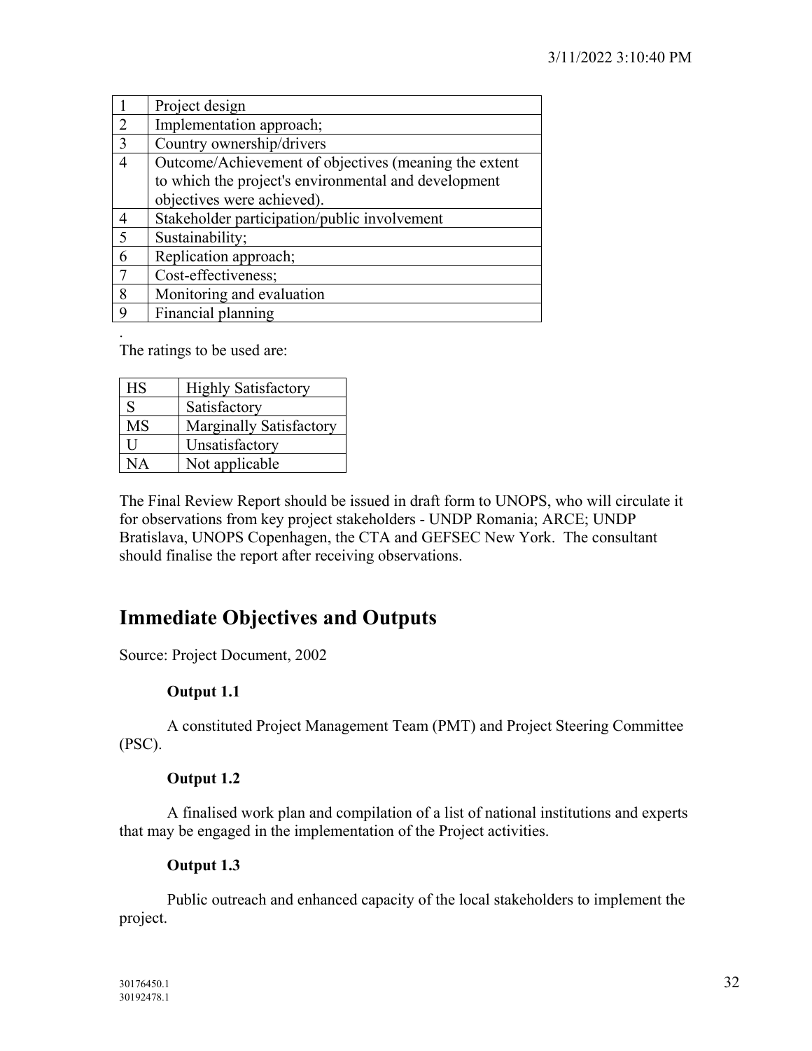| 1 | Project design |
|---|---|
| 2 | Implementation approach; |
| 3 | Country ownership/drivers |
| 4 | Outcome/Achievement of objectives (meaning the extent to which the project's environmental and development objectives were achieved). |
| 4 | Stakeholder participation/public involvement |
| 5 | Sustainability; |
| 6 | Replication approach; |
| 7 | Cost-effectiveness; |
| 8 | Monitoring and evaluation |
| 9 | Financial planning |

.
The ratings to be used are:

| HS | Highly Satisfactory |
|---|---|
| S | Satisfactory |
| MS | Marginally Satisfactory |
| U | Unsatisfactory |
| NA | Not applicable |

The Final Review Report should be issued in draft form to UNOPS, who will circulate it for observations from key project stakeholders - UNDP Romania; ARCE; UNDP Bratislava, UNOPS Copenhagen, the CTA and GEFSEC New York. The consultant should finalise the report after receiving observations.

## Immediate Objectives and Outputs

Source: Project Document, 2002

**Output 1.1**

A constituted Project Management Team (PMT) and Project Steering Committee (PSC).

**Output 1.2**

A finalised work plan and compilation of a list of national institutions and experts that may be engaged in the implementation of the Project activities.

**Output 1.3**

Public outreach and enhanced capacity of the local stakeholders to implement the project.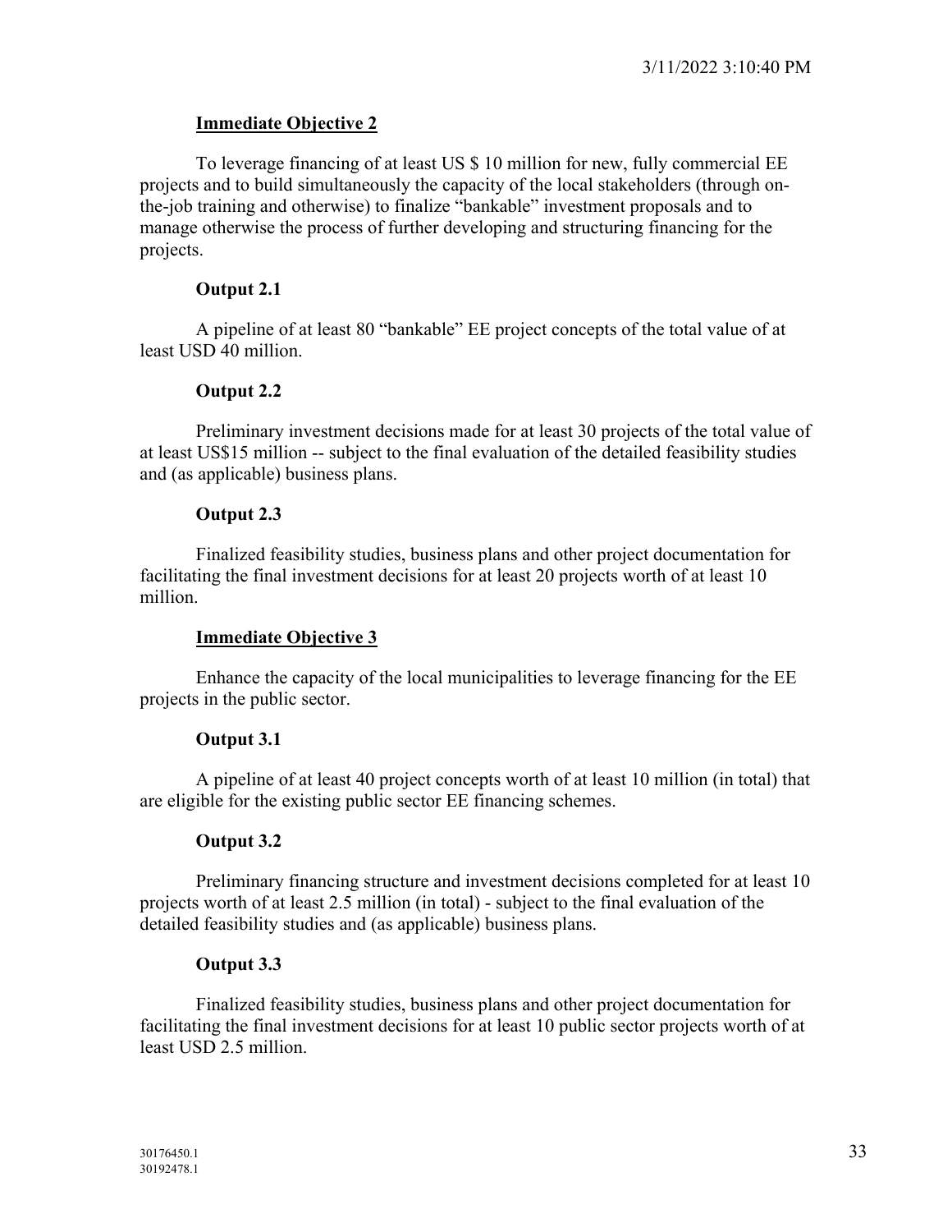**Immediate Objective 2**

To leverage financing of at least US $ 10 million for new, fully commercial EE projects and to build simultaneously the capacity of the local stakeholders (through on-the-job training and otherwise) to finalize "bankable" investment proposals and to manage otherwise the process of further developing and structuring financing for the projects.

**Output 2.1**

A pipeline of at least 80 "bankable" EE project concepts of the total value of at least USD 40 million.

**Output 2.2**

Preliminary investment decisions made for at least 30 projects of the total value of at least US$15 million -- subject to the final evaluation of the detailed feasibility studies and (as applicable) business plans.

**Output 2.3**

Finalized feasibility studies, business plans and other project documentation for facilitating the final investment decisions for at least 20 projects worth of at least 10 million.

**Immediate Objective 3**

Enhance the capacity of the local municipalities to leverage financing for the EE projects in the public sector.

**Output 3.1**

A pipeline of at least 40 project concepts worth of at least 10 million (in total) that are eligible for the existing public sector EE financing schemes.

**Output 3.2**

Preliminary financing structure and investment decisions completed for at least 10 projects worth of at least 2.5 million (in total) - subject to the final evaluation of the detailed feasibility studies and (as applicable) business plans.

**Output 3.3**

Finalized feasibility studies, business plans and other project documentation for facilitating the final investment decisions for at least 10 public sector projects worth of at least USD 2.5 million.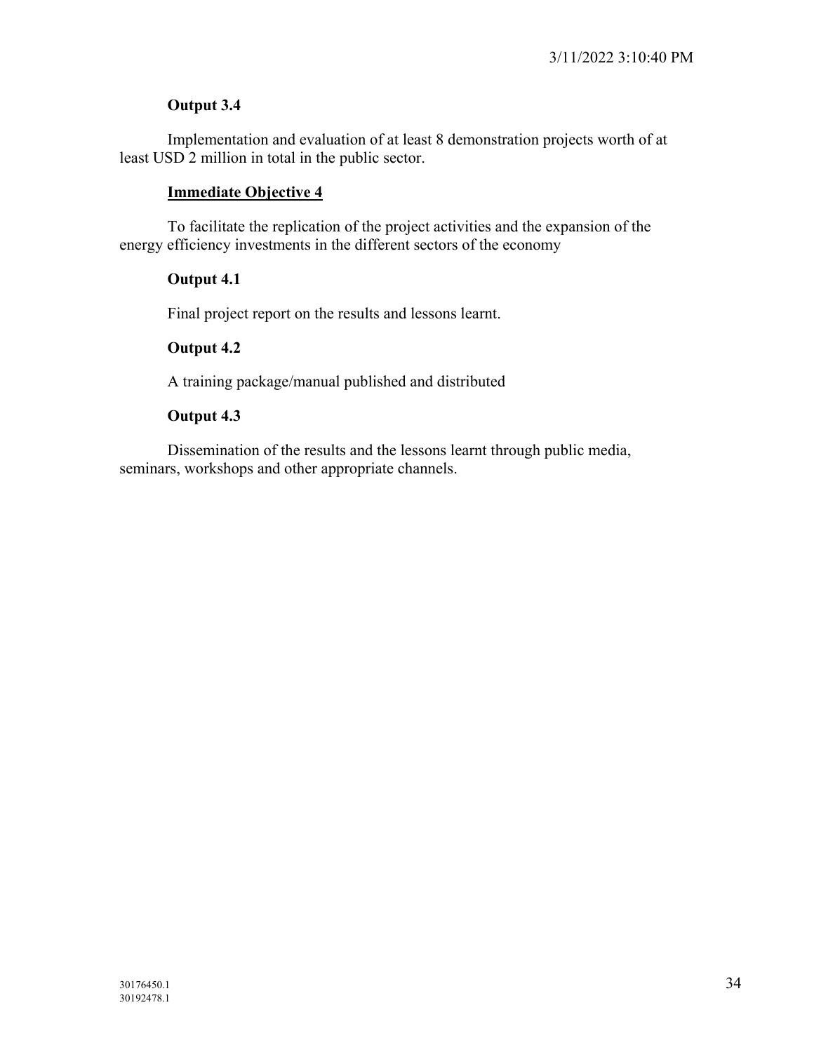**Output 3.4**

Implementation and evaluation of at least 8 demonstration projects worth of at least USD 2 million in total in the public sector.

**Immediate Objective 4**

To facilitate the replication of the project activities and the expansion of the energy efficiency investments in the different sectors of the economy

**Output 4.1**

Final project report on the results and lessons learnt.

**Output 4.2**

A training package/manual published and distributed

**Output 4.3**

Dissemination of the results and the lessons learnt through public media, seminars, workshops and other appropriate channels.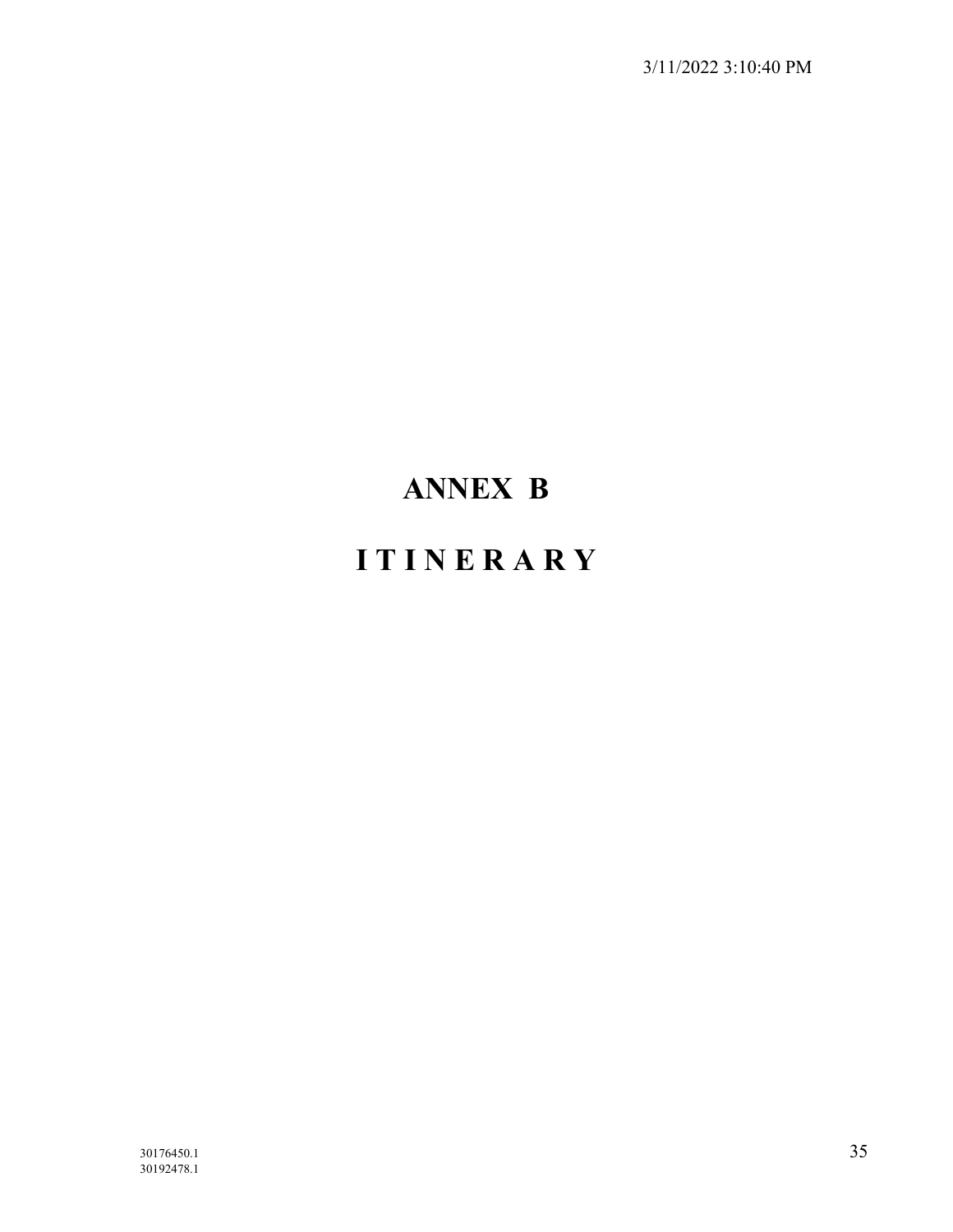# ANNEX B

# I T I N E R A R Y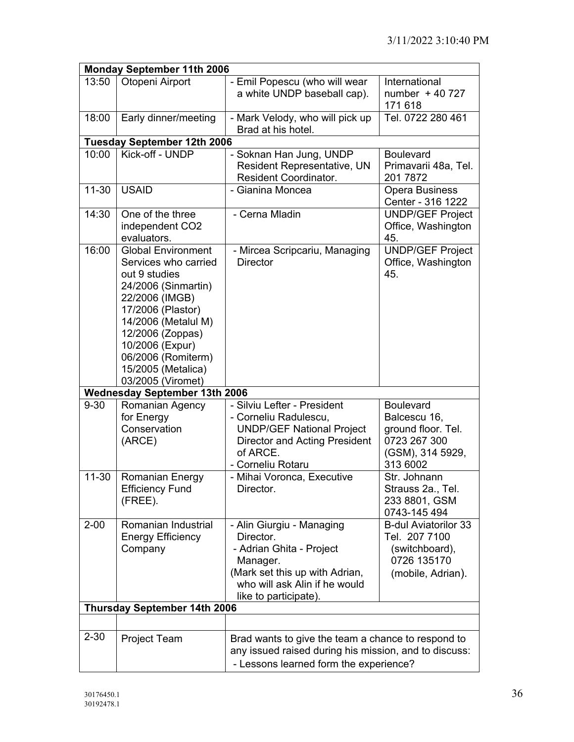| Monday September 11th 2006 | | | |
|---|---|---|---|
| 13:50 | Otopeni Airport | - Emil Popescu (who will wear a white UNDP baseball cap). | International number + 40 727 171 618 |
| 18:00 | Early dinner/meeting | - Mark Velody, who will pick up Brad at his hotel. | Tel. 0722 280 461 |
| **Tuesday September 12th 2006** | | | |
| 10:00 | Kick-off - UNDP | - Soknan Han Jung, UNDP Resident Representative, UN Resident Coordinator. | Boulevard Primavarii 48a, Tel. 201 7872 |
| 11-30 | USAID | - Gianina Moncea | Opera Business Center - 316 1222 |
| 14:30 | One of the three independent CO2 evaluators. | - Cerna Mladin | UNDP/GEF Project Office, Washington 45. |
| 16:00 | Global Environment Services who carried out 9 studies 24/2006 (Sinmartin) 22/2006 (IMGB) 17/2006 (Plastor) 14/2006 (Metalul M) 12/2006 (Zoppas) 10/2006 (Expur) 06/2006 (Romiterm) 15/2005 (Metalica) 03/2005 (Viromet) | - Mircea Scripcariu, Managing Director | UNDP/GEF Project Office, Washington 45. |
| **Wednesday September 13th 2006** | | | |
| 9-30 | Romanian Agency for Energy Conservation (ARCE) | - Silviu Lefter - President<br>- Corneliu Radulescu, UNDP/GEF National Project Director and Acting President of ARCE.<br>- Corneliu Rotaru | Boulevard Balcescu 16, ground floor. Tel. 0723 267 300 (GSM), 314 5929, 313 6002 |
| 11-30 | Romanian Energy Efficiency Fund (FREE). | - Mihai Voronca, Executive Director. | Str. Johannn Strauss 2a., Tel. 233 8801, GSM 0743-145 494 |
| 2-00 | Romanian Industrial Energy Efficiency Company | - Alin Giurgiu - Managing Director.<br>- Adrian Ghita - Project Manager.<br>(Mark set this up with Adrian, who will ask Alin if he would like to participate). | B-dul Aviatorilor 33 Tel. 207 7100 (switchboard), 0726 135170 (mobile, Adrian). |
| **Thursday September 14th 2006** | | | |
| | | | |
| 2-30 | Project Team | Brad wants to give the team a chance to respond to any issued raised during his mission, and to discuss:<br>- Lessons learned form the experience? | |

30176450.1
30192478.1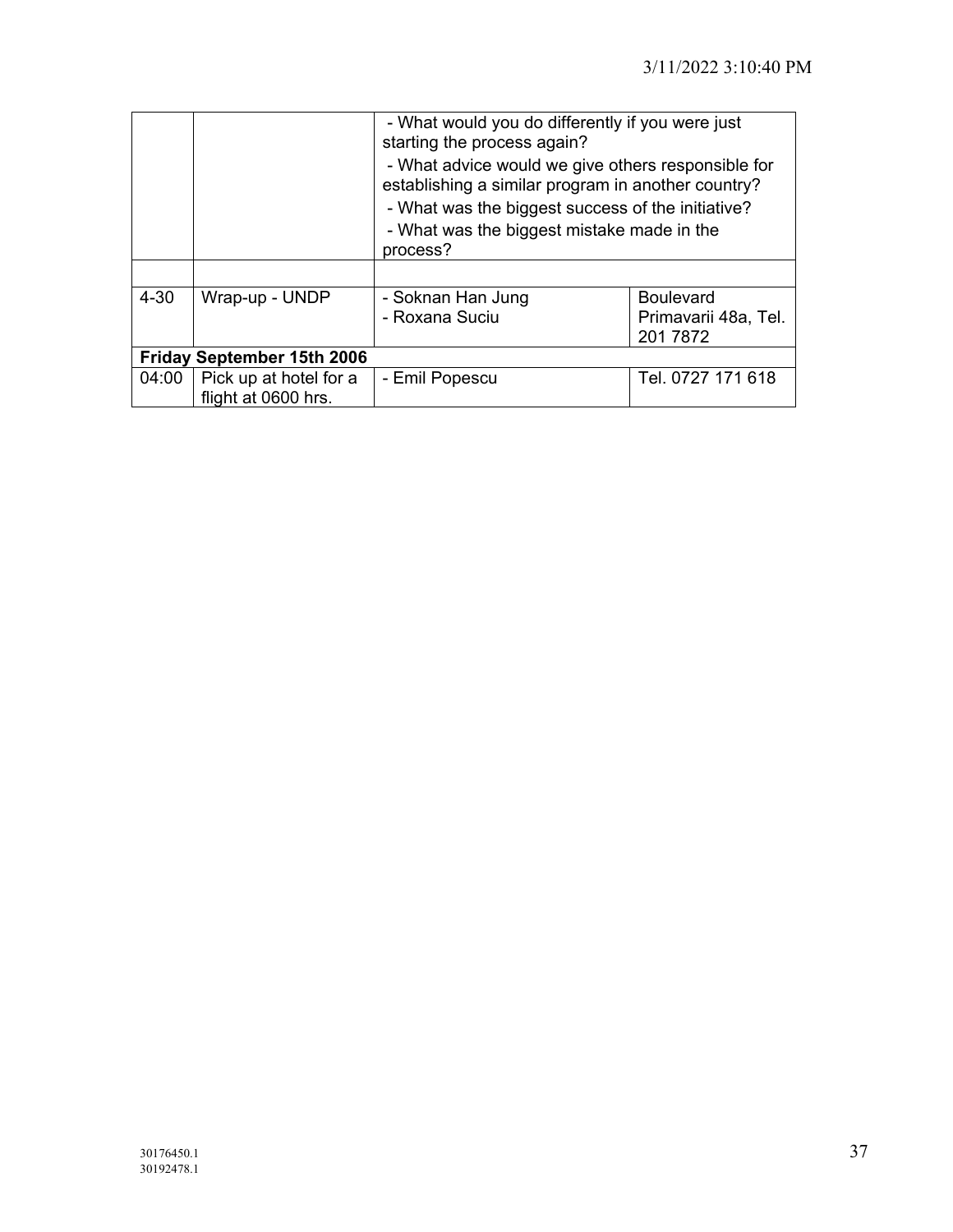| | | | |
|---|---|---|---|
| | | - What would you do differently if you were just starting the process again?<br>- What advice would we give others responsible for establishing a similar program in another country?<br>- What was the biggest success of the initiative?<br>- What was the biggest mistake made in the process? | |
| | | | |
| 4-30 | Wrap-up - UNDP | - Soknan Han Jung<br>- Roxana Suciu | Boulevard Primavarii 48a, Tel. 201 7872 |
| **Friday September 15th 2006** | | | |
| 04:00 | Pick up at hotel for a flight at 0600 hrs. | - Emil Popescu | Tel. 0727 171 618 |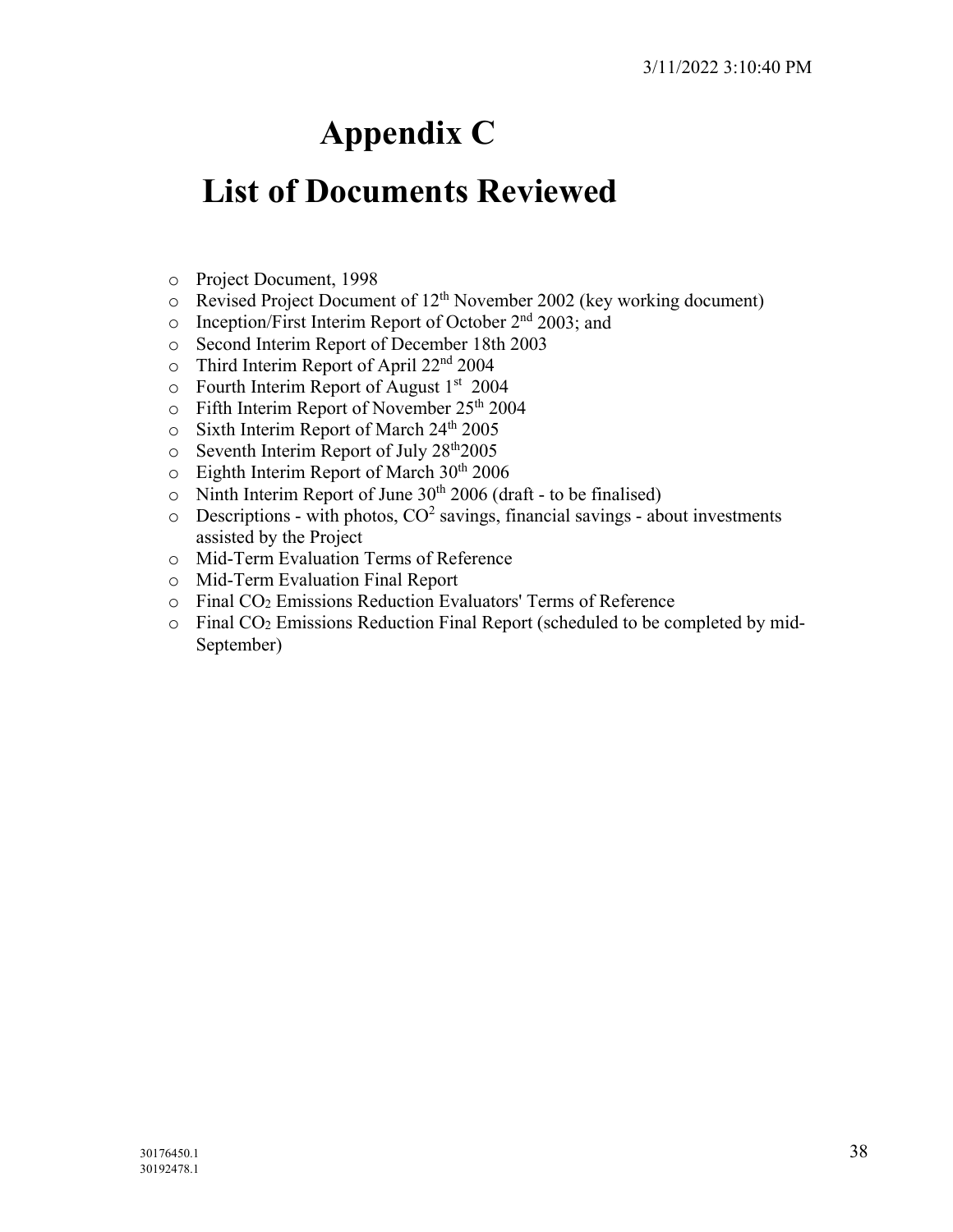# Appendix C

# List of Documents Reviewed

- Project Document, 1998
- Revised Project Document of 12th November 2002 (key working document)
- Inception/First Interim Report of October 2nd 2003; and
- Second Interim Report of December 18th 2003
- Third Interim Report of April 22nd 2004
- Fourth Interim Report of August 1st 2004
- Fifth Interim Report of November 25th 2004
- Sixth Interim Report of March 24th 2005
- Seventh Interim Report of July 28th 2005
- Eighth Interim Report of March 30th 2006
- Ninth Interim Report of June 30th 2006 (draft - to be finalised)
- Descriptions - with photos, $CO^2$ savings, financial savings - about investments assisted by the Project
- Mid-Term Evaluation Terms of Reference
- Mid-Term Evaluation Final Report
- Final $CO_2$ Emissions Reduction Evaluators' Terms of Reference
- Final $CO_2$ Emissions Reduction Final Report (scheduled to be completed by mid-September)